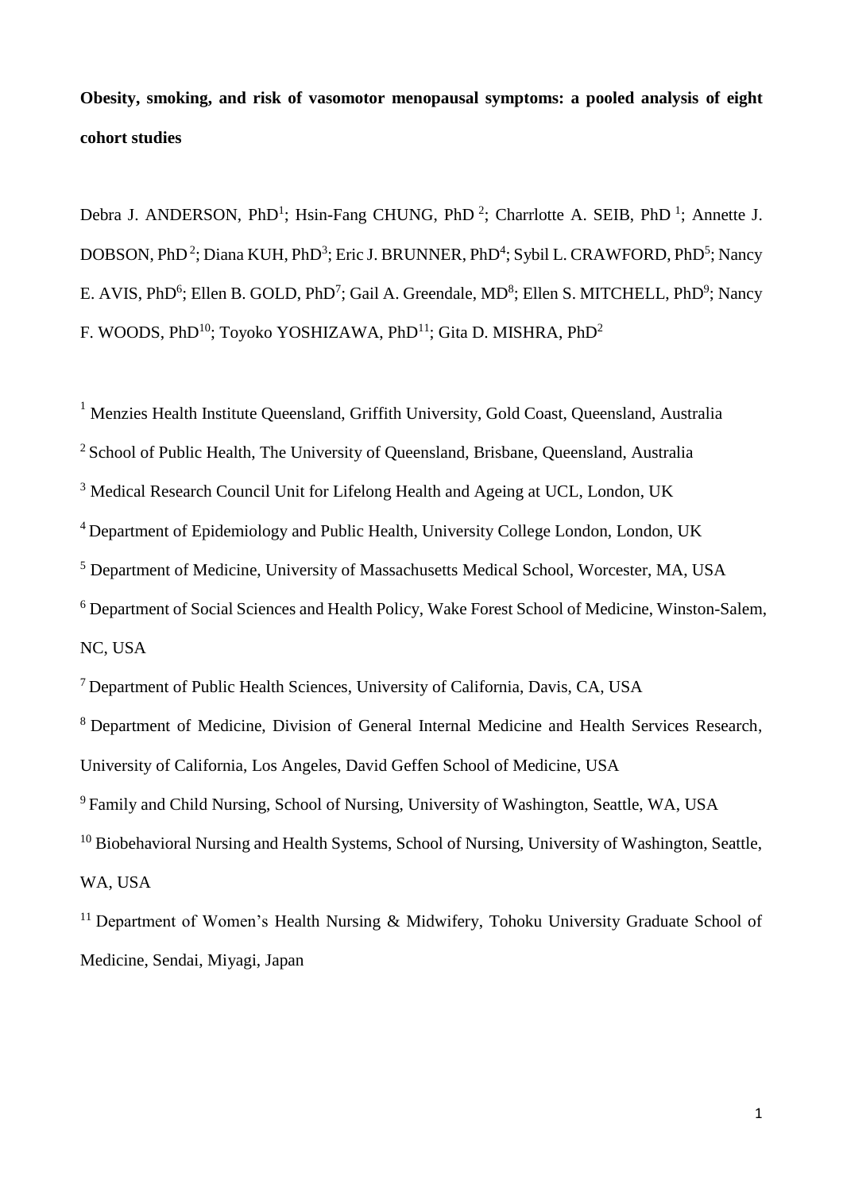**Obesity, smoking, and risk of vasomotor menopausal symptoms: a pooled analysis of eight cohort studies**

Debra J. ANDERSON, PhD[1]; Hsin-Fang CHUNG, PhD [2]; Charrlotte A. SEIB, PhD [1]; Annette J. DOBSON, PhD [2]; Diana KUH, PhD[3]; Eric J. BRUNNER, PhD[4]; Sybil L. CRAWFORD, PhD[5]; Nancy E. AVIS, PhD[6]; Ellen B. GOLD, PhD[7]; Gail A. Greendale, MD[8]; Ellen S. MITCHELL, PhD[9]; Nancy F. WOODS, PhD[10]; Toyoko YOSHIZAWA, PhD[11]; Gita D. MISHRA, PhD[2]

[1] Menzies Health Institute Queensland, Griffith University, Gold Coast, Queensland, Australia

[2] School of Public Health, The University of Queensland, Brisbane, Queensland, Australia

[3] Medical Research Council Unit for Lifelong Health and Ageing at UCL, London, UK

[4] Department of Epidemiology and Public Health, University College London, London, UK

[5] Department of Medicine, University of Massachusetts Medical School, Worcester, MA, USA

[6] Department of Social Sciences and Health Policy, Wake Forest School of Medicine, Winston-Salem, NC, USA

[7] Department of Public Health Sciences, University of California, Davis, CA, USA

[8] Department of Medicine, Division of General Internal Medicine and Health Services Research, University of California, Los Angeles, David Geffen School of Medicine, USA

[9] Family and Child Nursing, School of Nursing, University of Washington, Seattle, WA, USA

[10] Biobehavioral Nursing and Health Systems, School of Nursing, University of Washington, Seattle, WA, USA

[11] Department of Women's Health Nursing & Midwifery, Tohoku University Graduate School of Medicine, Sendai, Miyagi, Japan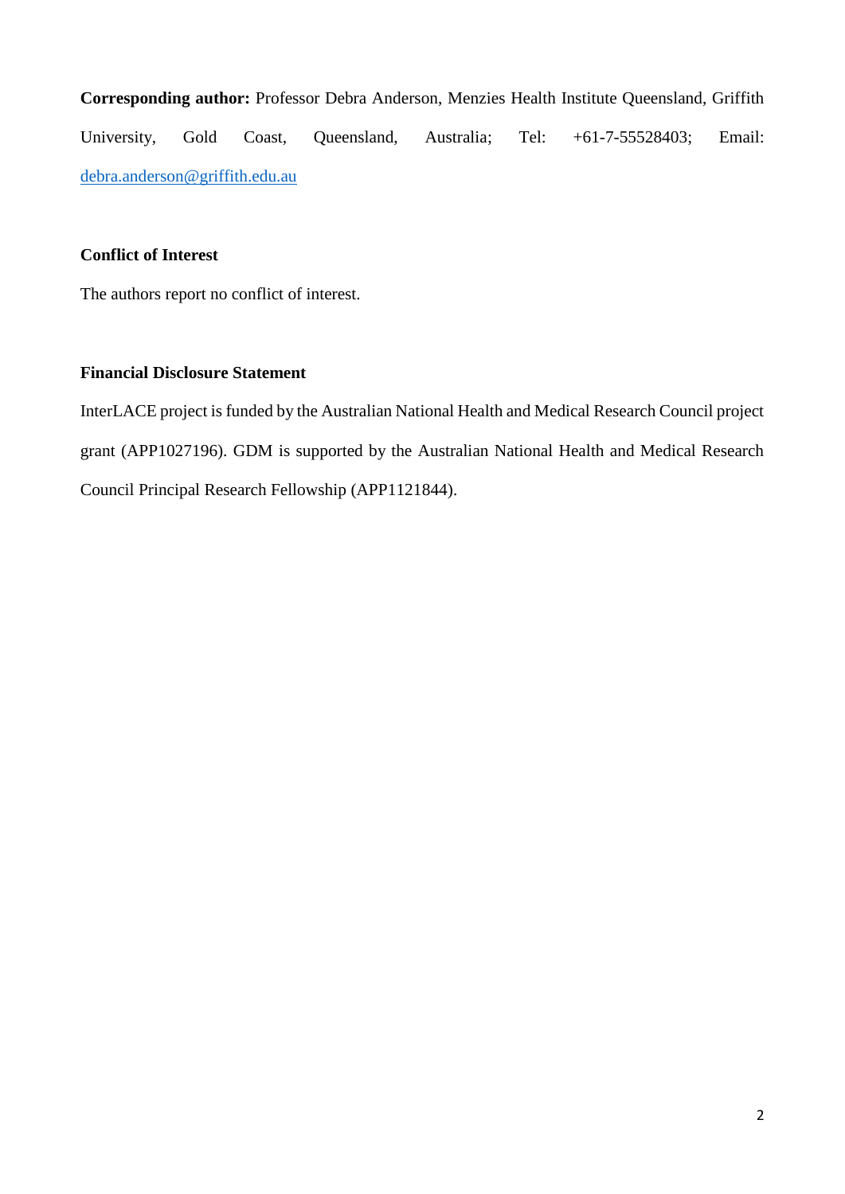**Corresponding author:** Professor Debra Anderson, Menzies Health Institute Queensland, Griffith University, Gold Coast, Queensland, Australia; Tel: +61-7-55528403; Email: debra.anderson@griffith.edu.au

**Conflict of Interest**

The authors report no conflict of interest.

**Financial Disclosure Statement**

InterLACE project is funded by the Australian National Health and Medical Research Council project grant (APP1027196). GDM is supported by the Australian National Health and Medical Research Council Principal Research Fellowship (APP1121844).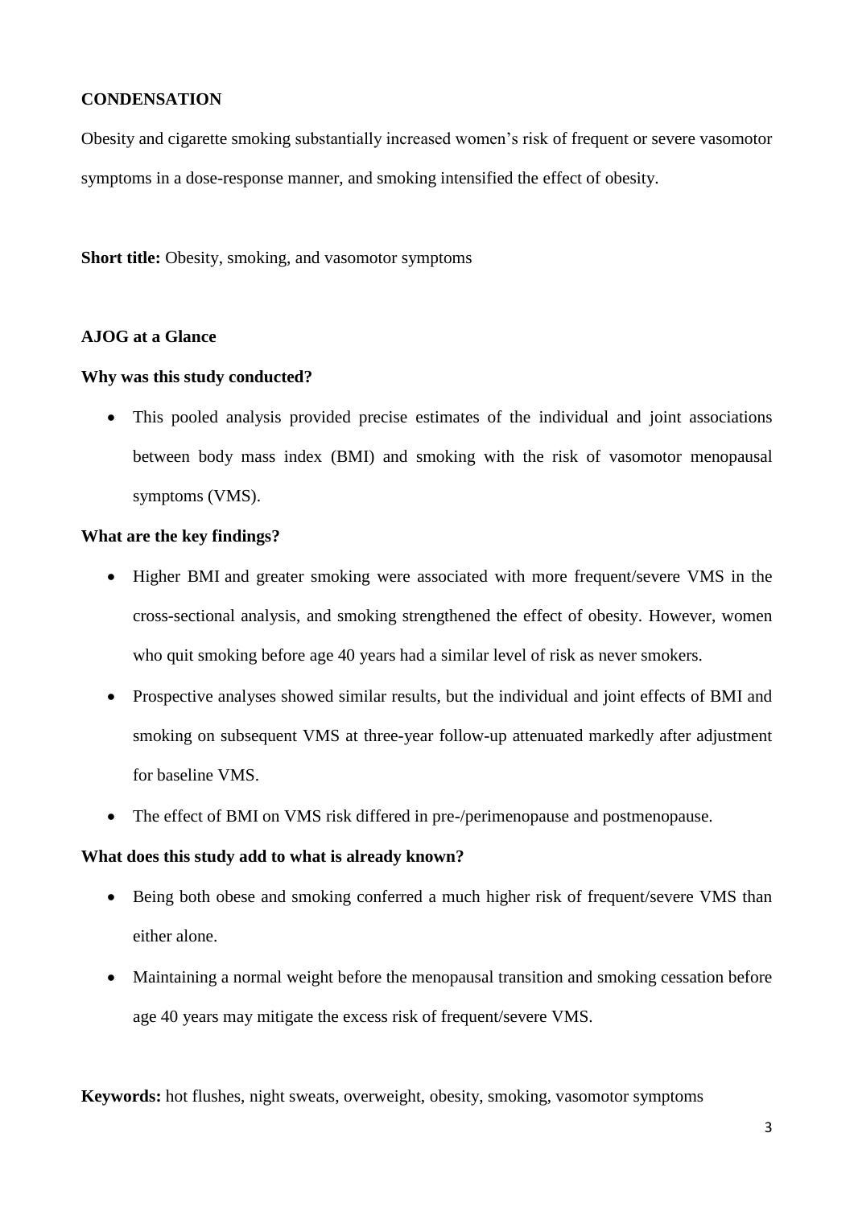**CONDENSATION**

Obesity and cigarette smoking substantially increased women's risk of frequent or severe vasomotor symptoms in a dose-response manner, and smoking intensified the effect of obesity.

**Short title:** Obesity, smoking, and vasomotor symptoms

**AJOG at a Glance**

**Why was this study conducted?**

- This pooled analysis provided precise estimates of the individual and joint associations between body mass index (BMI) and smoking with the risk of vasomotor menopausal symptoms (VMS).

**What are the key findings?**

- Higher BMI and greater smoking were associated with more frequent/severe VMS in the cross-sectional analysis, and smoking strengthened the effect of obesity. However, women who quit smoking before age 40 years had a similar level of risk as never smokers.
- Prospective analyses showed similar results, but the individual and joint effects of BMI and smoking on subsequent VMS at three-year follow-up attenuated markedly after adjustment for baseline VMS.
- The effect of BMI on VMS risk differed in pre-/perimenopause and postmenopause.

**What does this study add to what is already known?**

- Being both obese and smoking conferred a much higher risk of frequent/severe VMS than either alone.
- Maintaining a normal weight before the menopausal transition and smoking cessation before age 40 years may mitigate the excess risk of frequent/severe VMS.

**Keywords:** hot flushes, night sweats, overweight, obesity, smoking, vasomotor symptoms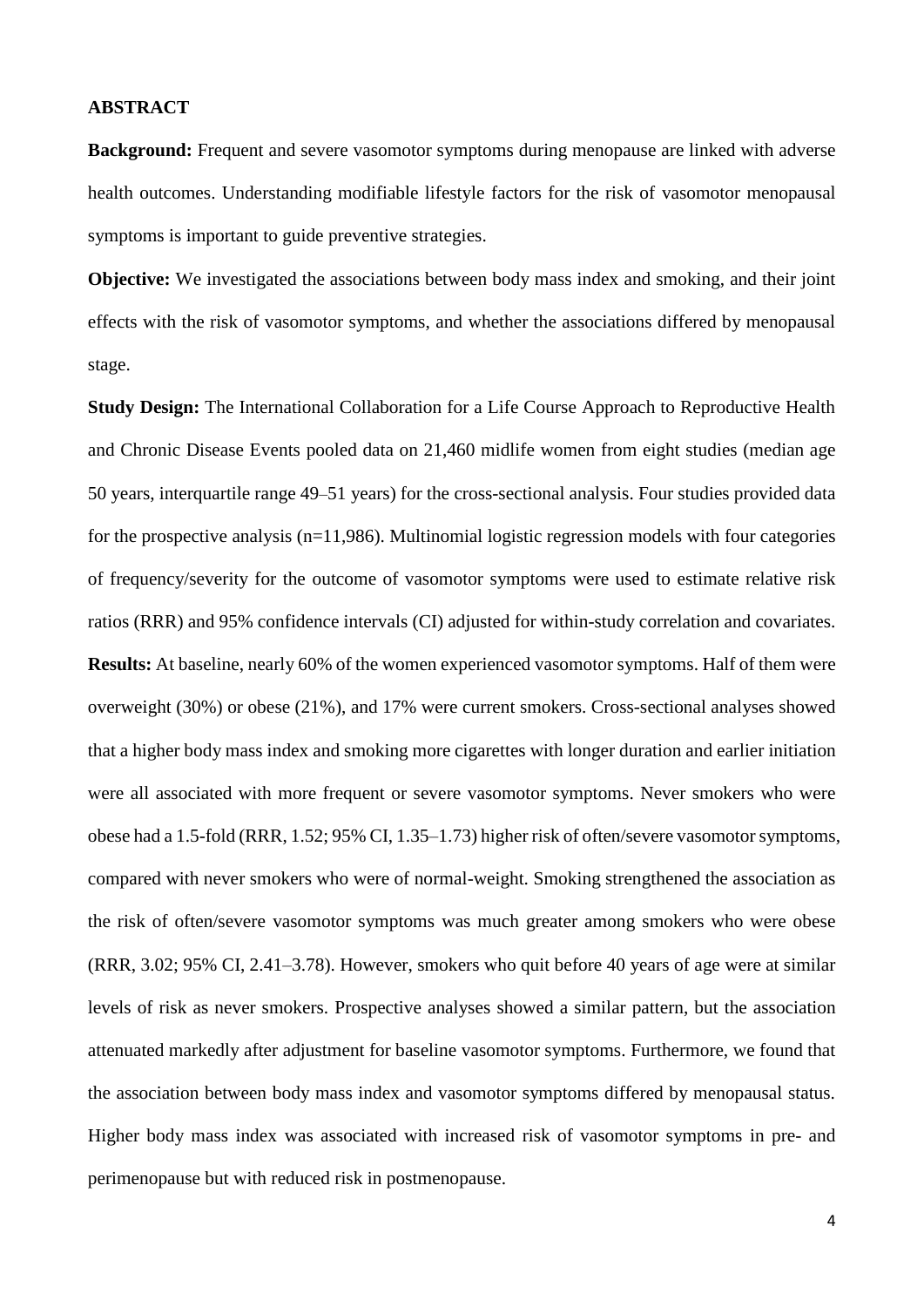## ABSTRACT

**Background:** Frequent and severe vasomotor symptoms during menopause are linked with adverse health outcomes. Understanding modifiable lifestyle factors for the risk of vasomotor menopausal symptoms is important to guide preventive strategies.

**Objective:** We investigated the associations between body mass index and smoking, and their joint effects with the risk of vasomotor symptoms, and whether the associations differed by menopausal stage.

**Study Design:** The International Collaboration for a Life Course Approach to Reproductive Health and Chronic Disease Events pooled data on 21,460 midlife women from eight studies (median age 50 years, interquartile range 49–51 years) for the cross-sectional analysis. Four studies provided data for the prospective analysis (n=11,986). Multinomial logistic regression models with four categories of frequency/severity for the outcome of vasomotor symptoms were used to estimate relative risk ratios (RRR) and 95% confidence intervals (CI) adjusted for within-study correlation and covariates.

**Results:** At baseline, nearly 60% of the women experienced vasomotor symptoms. Half of them were overweight (30%) or obese (21%), and 17% were current smokers. Cross-sectional analyses showed that a higher body mass index and smoking more cigarettes with longer duration and earlier initiation were all associated with more frequent or severe vasomotor symptoms. Never smokers who were obese had a 1.5-fold (RRR, 1.52; 95% CI, 1.35–1.73) higher risk of often/severe vasomotor symptoms, compared with never smokers who were of normal-weight. Smoking strengthened the association as the risk of often/severe vasomotor symptoms was much greater among smokers who were obese (RRR, 3.02; 95% CI, 2.41–3.78). However, smokers who quit before 40 years of age were at similar levels of risk as never smokers. Prospective analyses showed a similar pattern, but the association attenuated markedly after adjustment for baseline vasomotor symptoms. Furthermore, we found that the association between body mass index and vasomotor symptoms differed by menopausal status. Higher body mass index was associated with increased risk of vasomotor symptoms in pre- and perimenopause but with reduced risk in postmenopause.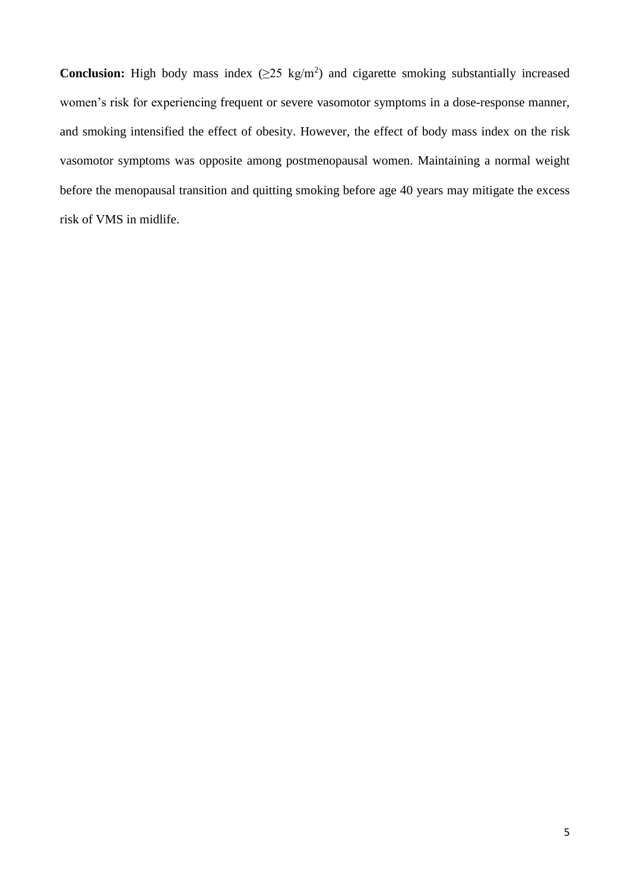**Conclusion:** High body mass index ($\geq$25 kg/m$^2$) and cigarette smoking substantially increased women's risk for experiencing frequent or severe vasomotor symptoms in a dose-response manner, and smoking intensified the effect of obesity. However, the effect of body mass index on the risk vasomotor symptoms was opposite among postmenopausal women. Maintaining a normal weight before the menopausal transition and quitting smoking before age 40 years may mitigate the excess risk of VMS in midlife.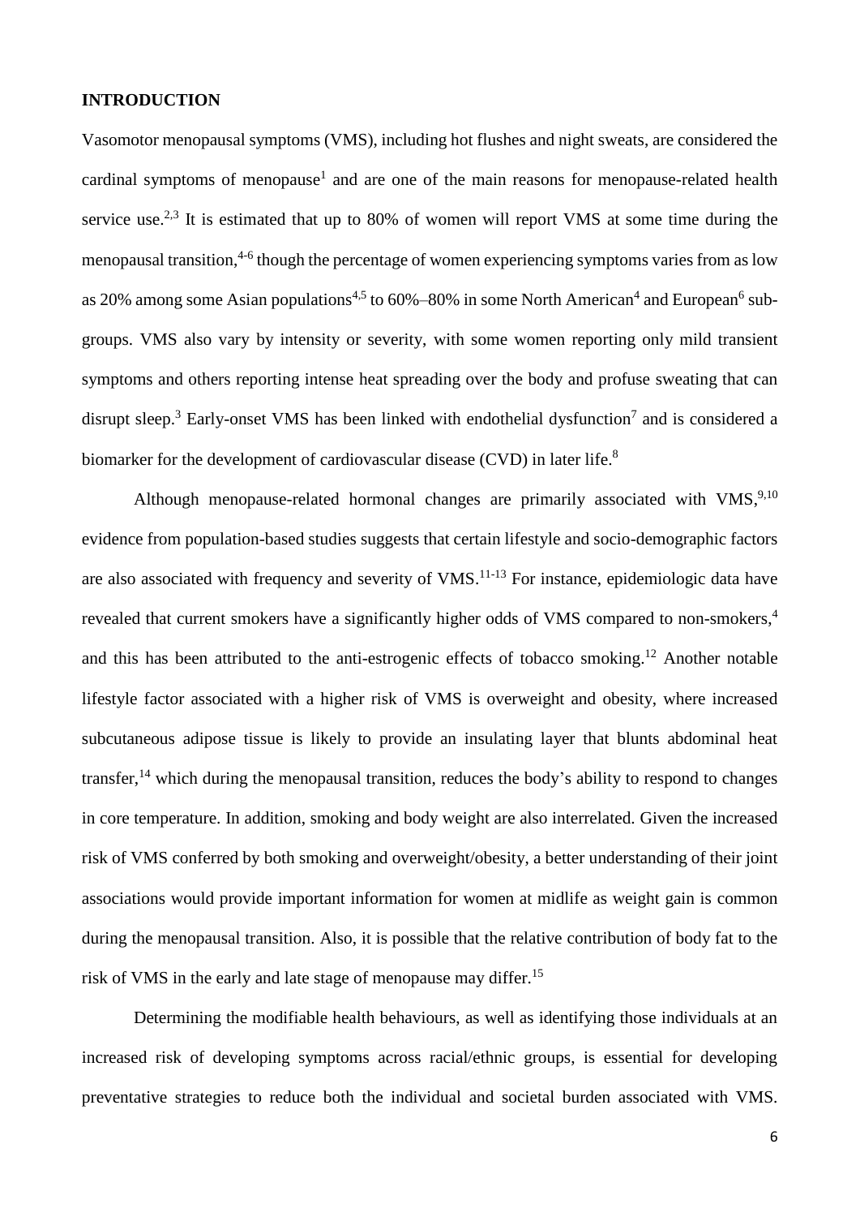## INTRODUCTION

Vasomotor menopausal symptoms (VMS), including hot flushes and night sweats, are considered the cardinal symptoms of menopause[1] and are one of the main reasons for menopause-related health service use.[2,3] It is estimated that up to 80% of women will report VMS at some time during the menopausal transition,[4-6] though the percentage of women experiencing symptoms varies from as low as 20% among some Asian populations[4,5] to 60%–80% in some North American[4] and European[6] sub-groups. VMS also vary by intensity or severity, with some women reporting only mild transient symptoms and others reporting intense heat spreading over the body and profuse sweating that can disrupt sleep.[3] Early-onset VMS has been linked with endothelial dysfunction[7] and is considered a biomarker for the development of cardiovascular disease (CVD) in later life.[8]

Although menopause-related hormonal changes are primarily associated with VMS,[9,10] evidence from population-based studies suggests that certain lifestyle and socio-demographic factors are also associated with frequency and severity of VMS.[11-13] For instance, epidemiologic data have revealed that current smokers have a significantly higher odds of VMS compared to non-smokers,[4] and this has been attributed to the anti-estrogenic effects of tobacco smoking.[12] Another notable lifestyle factor associated with a higher risk of VMS is overweight and obesity, where increased subcutaneous adipose tissue is likely to provide an insulating layer that blunts abdominal heat transfer,[14] which during the menopausal transition, reduces the body's ability to respond to changes in core temperature. In addition, smoking and body weight are also interrelated. Given the increased risk of VMS conferred by both smoking and overweight/obesity, a better understanding of their joint associations would provide important information for women at midlife as weight gain is common during the menopausal transition. Also, it is possible that the relative contribution of body fat to the risk of VMS in the early and late stage of menopause may differ.[15]

Determining the modifiable health behaviours, as well as identifying those individuals at an increased risk of developing symptoms across racial/ethnic groups, is essential for developing preventative strategies to reduce both the individual and societal burden associated with VMS.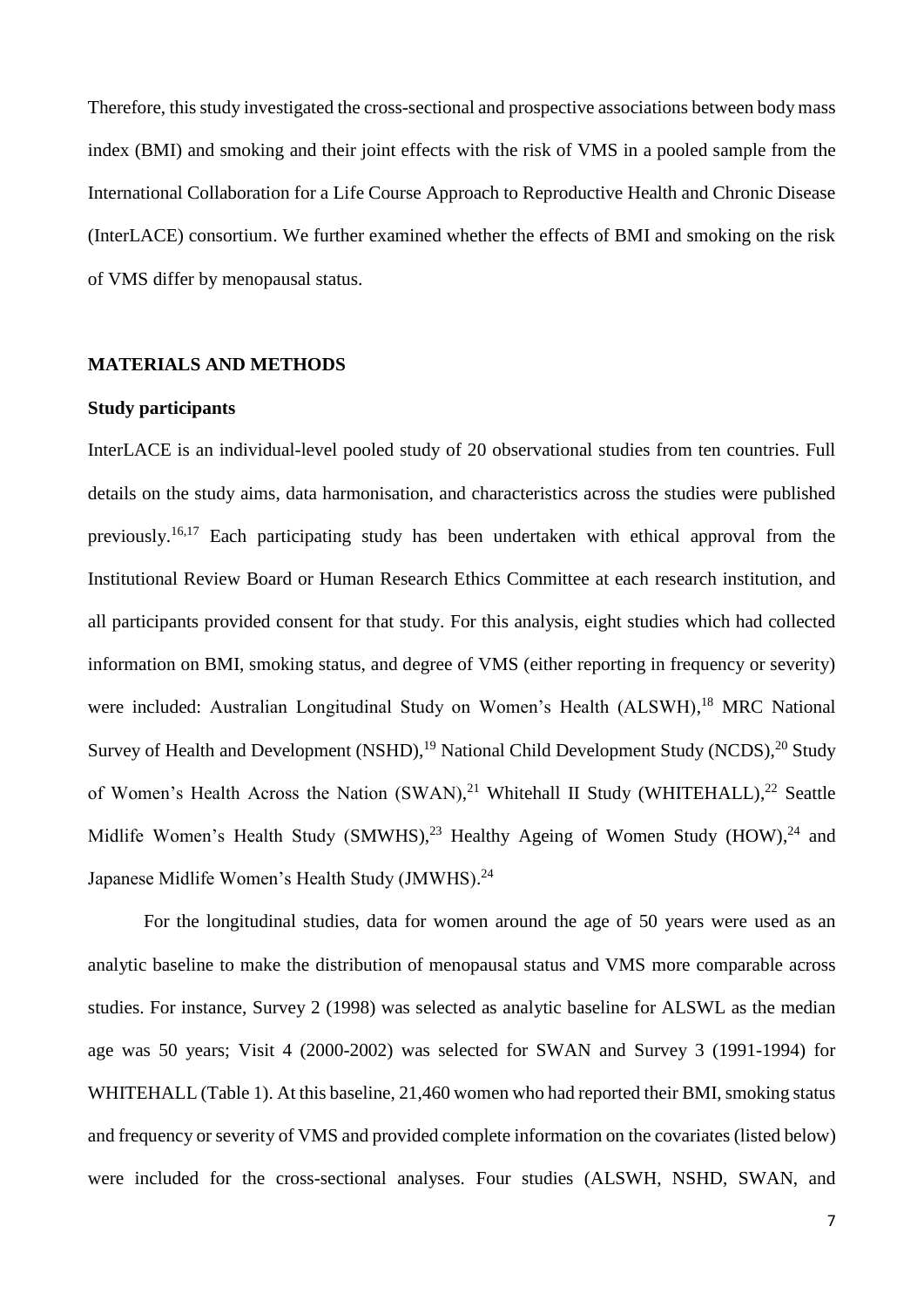Therefore, this study investigated the cross-sectional and prospective associations between body mass index (BMI) and smoking and their joint effects with the risk of VMS in a pooled sample from the International Collaboration for a Life Course Approach to Reproductive Health and Chronic Disease (InterLACE) consortium. We further examined whether the effects of BMI and smoking on the risk of VMS differ by menopausal status.

## MATERIALS AND METHODS

### Study participants

InterLACE is an individual-level pooled study of 20 observational studies from ten countries. Full details on the study aims, data harmonisation, and characteristics across the studies were published previously.[16,17] Each participating study has been undertaken with ethical approval from the Institutional Review Board or Human Research Ethics Committee at each research institution, and all participants provided consent for that study. For this analysis, eight studies which had collected information on BMI, smoking status, and degree of VMS (either reporting in frequency or severity) were included: Australian Longitudinal Study on Women's Health (ALSWH),[18] MRC National Survey of Health and Development (NSHD),[19] National Child Development Study (NCDS),[20] Study of Women's Health Across the Nation (SWAN),[21] Whitehall II Study (WHITEHALL),[22] Seattle Midlife Women's Health Study (SMWHS),[23] Healthy Ageing of Women Study (HOW),[24] and Japanese Midlife Women's Health Study (JMWHS).[24]

For the longitudinal studies, data for women around the age of 50 years were used as an analytic baseline to make the distribution of menopausal status and VMS more comparable across studies. For instance, Survey 2 (1998) was selected as analytic baseline for ALSWL as the median age was 50 years; Visit 4 (2000-2002) was selected for SWAN and Survey 3 (1991-1994) for WHITEHALL (Table 1). At this baseline, 21,460 women who had reported their BMI, smoking status and frequency or severity of VMS and provided complete information on the covariates (listed below) were included for the cross-sectional analyses. Four studies (ALSWH, NSHD, SWAN, and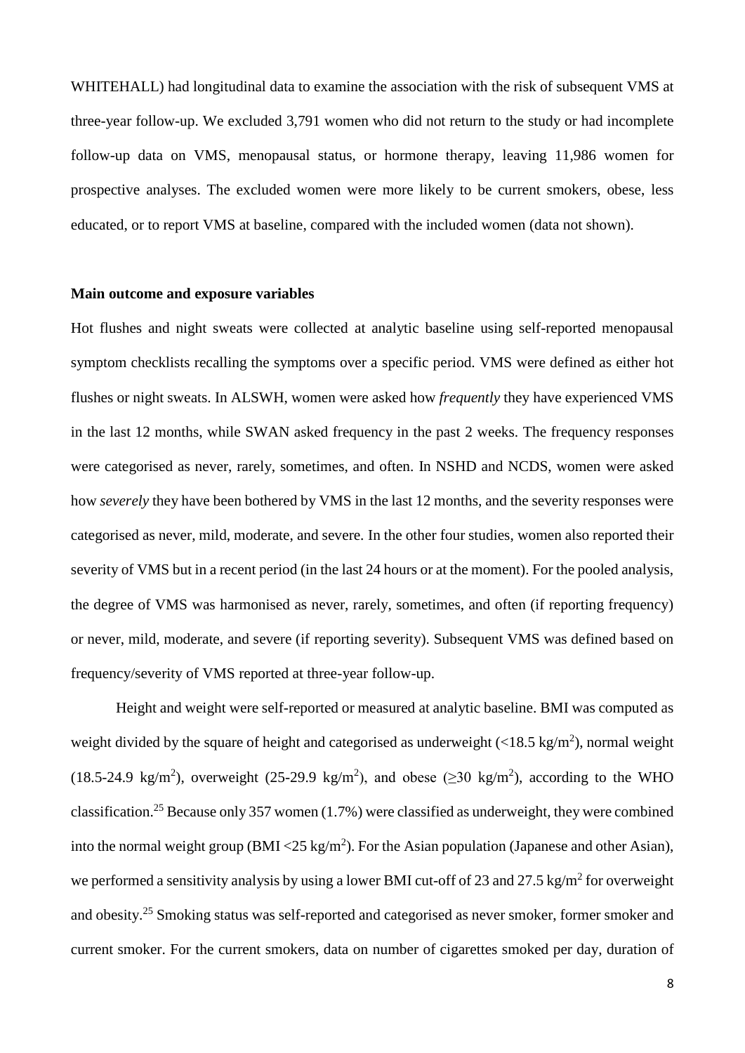WHITEHALL) had longitudinal data to examine the association with the risk of subsequent VMS at three-year follow-up. We excluded 3,791 women who did not return to the study or had incomplete follow-up data on VMS, menopausal status, or hormone therapy, leaving 11,986 women for prospective analyses. The excluded women were more likely to be current smokers, obese, less educated, or to report VMS at baseline, compared with the included women (data not shown).

**Main outcome and exposure variables**

Hot flushes and night sweats were collected at analytic baseline using self-reported menopausal symptom checklists recalling the symptoms over a specific period. VMS were defined as either hot flushes or night sweats. In ALSWH, women were asked how *frequently* they have experienced VMS in the last 12 months, while SWAN asked frequency in the past 2 weeks. The frequency responses were categorised as never, rarely, sometimes, and often. In NSHD and NCDS, women were asked how *severely* they have been bothered by VMS in the last 12 months, and the severity responses were categorised as never, mild, moderate, and severe. In the other four studies, women also reported their severity of VMS but in a recent period (in the last 24 hours or at the moment). For the pooled analysis, the degree of VMS was harmonised as never, rarely, sometimes, and often (if reporting frequency) or never, mild, moderate, and severe (if reporting severity). Subsequent VMS was defined based on frequency/severity of VMS reported at three-year follow-up.

Height and weight were self-reported or measured at analytic baseline. BMI was computed as weight divided by the square of height and categorised as underweight (<18.5 kg/m$^2$), normal weight (18.5-24.9 kg/m$^2$), overweight (25-29.9 kg/m$^2$), and obese ($\geq$30 kg/m$^2$), according to the WHO classification.[25] Because only 357 women (1.7%) were classified as underweight, they were combined into the normal weight group (BMI <25 kg/m$^2$). For the Asian population (Japanese and other Asian), we performed a sensitivity analysis by using a lower BMI cut-off of 23 and 27.5 kg/m$^2$ for overweight and obesity.[25] Smoking status was self-reported and categorised as never smoker, former smoker and current smoker. For the current smokers, data on number of cigarettes smoked per day, duration of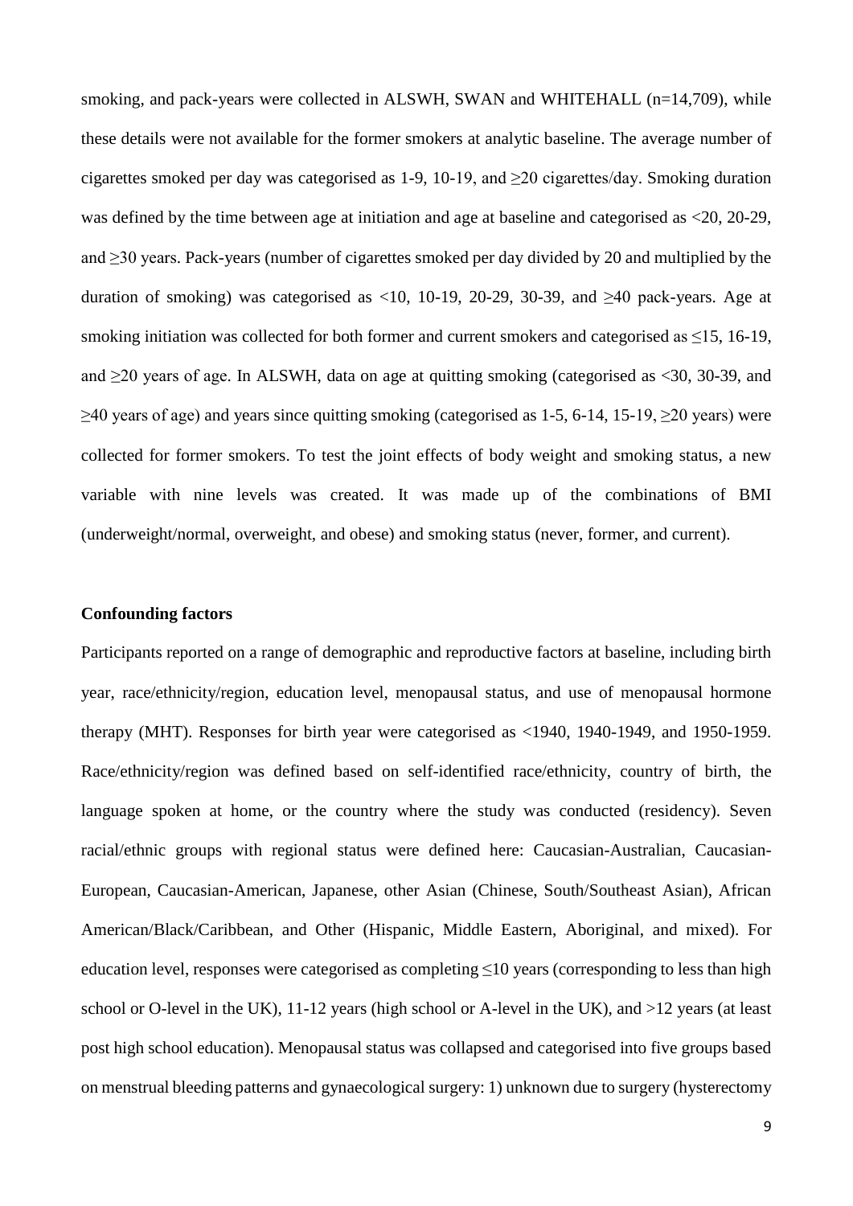smoking, and pack-years were collected in ALSWH, SWAN and WHITEHALL (n=14,709), while these details were not available for the former smokers at analytic baseline. The average number of cigarettes smoked per day was categorised as 1-9, 10-19, and ≥20 cigarettes/day. Smoking duration was defined by the time between age at initiation and age at baseline and categorised as <20, 20-29, and ≥30 years. Pack-years (number of cigarettes smoked per day divided by 20 and multiplied by the duration of smoking) was categorised as <10, 10-19, 20-29, 30-39, and ≥40 pack-years. Age at smoking initiation was collected for both former and current smokers and categorised as ≤15, 16-19, and ≥20 years of age. In ALSWH, data on age at quitting smoking (categorised as <30, 30-39, and ≥40 years of age) and years since quitting smoking (categorised as 1-5, 6-14, 15-19, ≥20 years) were collected for former smokers. To test the joint effects of body weight and smoking status, a new variable with nine levels was created. It was made up of the combinations of BMI (underweight/normal, overweight, and obese) and smoking status (never, former, and current).

**Confounding factors**

Participants reported on a range of demographic and reproductive factors at baseline, including birth year, race/ethnicity/region, education level, menopausal status, and use of menopausal hormone therapy (MHT). Responses for birth year were categorised as <1940, 1940-1949, and 1950-1959. Race/ethnicity/region was defined based on self-identified race/ethnicity, country of birth, the language spoken at home, or the country where the study was conducted (residency). Seven racial/ethnic groups with regional status were defined here: Caucasian-Australian, Caucasian-European, Caucasian-American, Japanese, other Asian (Chinese, South/Southeast Asian), African American/Black/Caribbean, and Other (Hispanic, Middle Eastern, Aboriginal, and mixed). For education level, responses were categorised as completing ≤10 years (corresponding to less than high school or O-level in the UK), 11-12 years (high school or A-level in the UK), and >12 years (at least post high school education). Menopausal status was collapsed and categorised into five groups based on menstrual bleeding patterns and gynaecological surgery: 1) unknown due to surgery (hysterectomy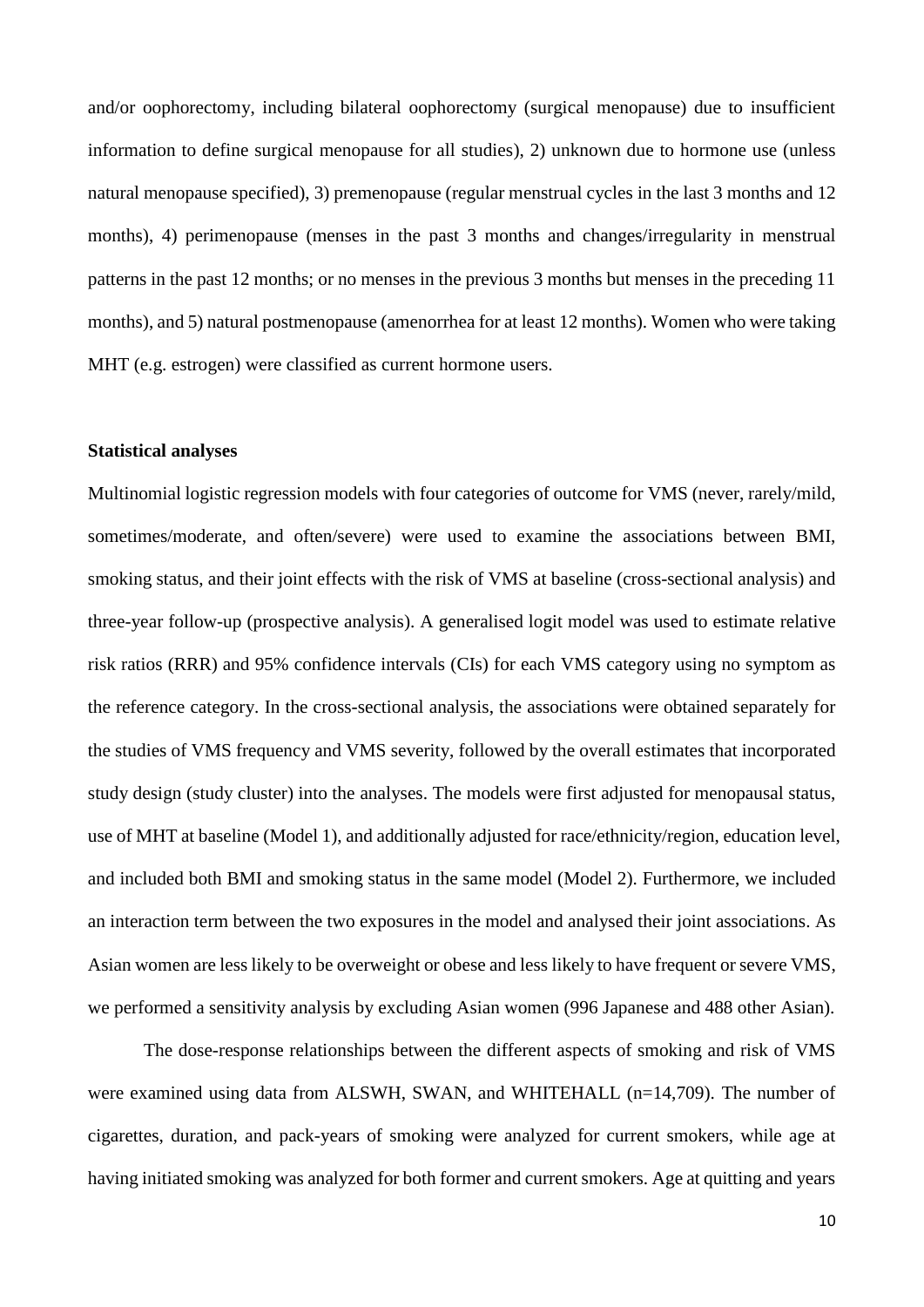and/or oophorectomy, including bilateral oophorectomy (surgical menopause) due to insufficient information to define surgical menopause for all studies), 2) unknown due to hormone use (unless natural menopause specified), 3) premenopause (regular menstrual cycles in the last 3 months and 12 months), 4) perimenopause (menses in the past 3 months and changes/irregularity in menstrual patterns in the past 12 months; or no menses in the previous 3 months but menses in the preceding 11 months), and 5) natural postmenopause (amenorrhea for at least 12 months). Women who were taking MHT (e.g. estrogen) were classified as current hormone users.

### Statistical analyses

Multinomial logistic regression models with four categories of outcome for VMS (never, rarely/mild, sometimes/moderate, and often/severe) were used to examine the associations between BMI, smoking status, and their joint effects with the risk of VMS at baseline (cross-sectional analysis) and three-year follow-up (prospective analysis). A generalised logit model was used to estimate relative risk ratios (RRR) and 95% confidence intervals (CIs) for each VMS category using no symptom as the reference category. In the cross-sectional analysis, the associations were obtained separately for the studies of VMS frequency and VMS severity, followed by the overall estimates that incorporated study design (study cluster) into the analyses. The models were first adjusted for menopausal status, use of MHT at baseline (Model 1), and additionally adjusted for race/ethnicity/region, education level, and included both BMI and smoking status in the same model (Model 2). Furthermore, we included an interaction term between the two exposures in the model and analysed their joint associations. As Asian women are less likely to be overweight or obese and less likely to have frequent or severe VMS, we performed a sensitivity analysis by excluding Asian women (996 Japanese and 488 other Asian).

The dose-response relationships between the different aspects of smoking and risk of VMS were examined using data from ALSWH, SWAN, and WHITEHALL (n=14,709). The number of cigarettes, duration, and pack-years of smoking were analyzed for current smokers, while age at having initiated smoking was analyzed for both former and current smokers. Age at quitting and years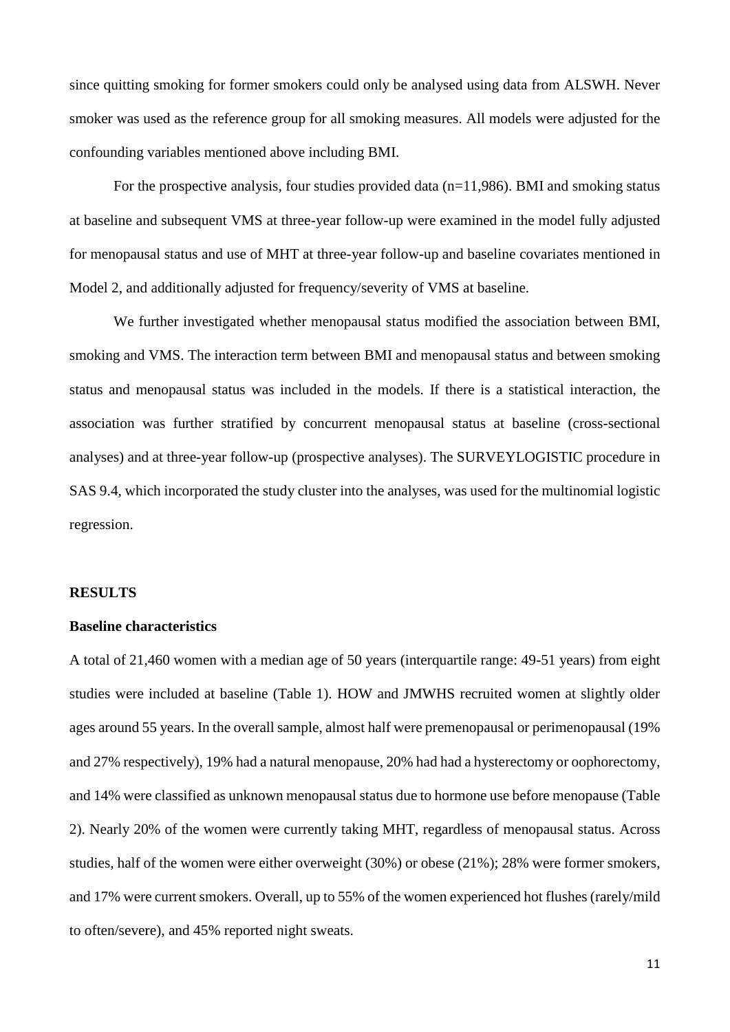since quitting smoking for former smokers could only be analysed using data from ALSWH. Never smoker was used as the reference group for all smoking measures. All models were adjusted for the confounding variables mentioned above including BMI.

For the prospective analysis, four studies provided data (n=11,986). BMI and smoking status at baseline and subsequent VMS at three-year follow-up were examined in the model fully adjusted for menopausal status and use of MHT at three-year follow-up and baseline covariates mentioned in Model 2, and additionally adjusted for frequency/severity of VMS at baseline.

We further investigated whether menopausal status modified the association between BMI, smoking and VMS. The interaction term between BMI and menopausal status and between smoking status and menopausal status was included in the models. If there is a statistical interaction, the association was further stratified by concurrent menopausal status at baseline (cross-sectional analyses) and at three-year follow-up (prospective analyses). The SURVEYLOGISTIC procedure in SAS 9.4, which incorporated the study cluster into the analyses, was used for the multinomial logistic regression.

## RESULTS

### Baseline characteristics

A total of 21,460 women with a median age of 50 years (interquartile range: 49-51 years) from eight studies were included at baseline (Table 1). HOW and JMWHS recruited women at slightly older ages around 55 years. In the overall sample, almost half were premenopausal or perimenopausal (19% and 27% respectively), 19% had a natural menopause, 20% had had a hysterectomy or oophorectomy, and 14% were classified as unknown menopausal status due to hormone use before menopause (Table 2). Nearly 20% of the women were currently taking MHT, regardless of menopausal status. Across studies, half of the women were either overweight (30%) or obese (21%); 28% were former smokers, and 17% were current smokers. Overall, up to 55% of the women experienced hot flushes (rarely/mild to often/severe), and 45% reported night sweats.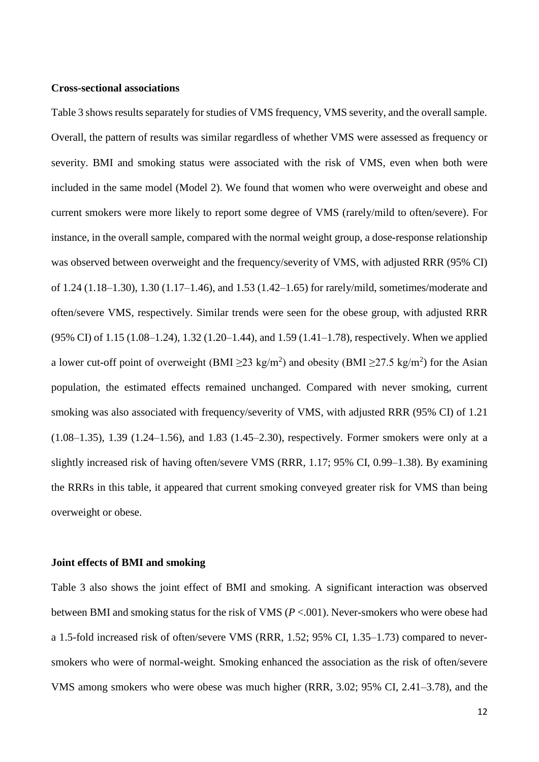**Cross-sectional associations**

Table 3 shows results separately for studies of VMS frequency, VMS severity, and the overall sample. Overall, the pattern of results was similar regardless of whether VMS were assessed as frequency or severity. BMI and smoking status were associated with the risk of VMS, even when both were included in the same model (Model 2). We found that women who were overweight and obese and current smokers were more likely to report some degree of VMS (rarely/mild to often/severe). For instance, in the overall sample, compared with the normal weight group, a dose-response relationship was observed between overweight and the frequency/severity of VMS, with adjusted RRR (95% CI) of 1.24 (1.18–1.30), 1.30 (1.17–1.46), and 1.53 (1.42–1.65) for rarely/mild, sometimes/moderate and often/severe VMS, respectively. Similar trends were seen for the obese group, with adjusted RRR (95% CI) of 1.15 (1.08–1.24), 1.32 (1.20–1.44), and 1.59 (1.41–1.78), respectively. When we applied a lower cut-off point of overweight (BMI $\geq$23 kg/m$^2$) and obesity (BMI $\geq$27.5 kg/m$^2$) for the Asian population, the estimated effects remained unchanged. Compared with never smoking, current smoking was also associated with frequency/severity of VMS, with adjusted RRR (95% CI) of 1.21 (1.08–1.35), 1.39 (1.24–1.56), and 1.83 (1.45–2.30), respectively. Former smokers were only at a slightly increased risk of having often/severe VMS (RRR, 1.17; 95% CI, 0.99–1.38). By examining the RRRs in this table, it appeared that current smoking conveyed greater risk for VMS than being overweight or obese.

**Joint effects of BMI and smoking**

Table 3 also shows the joint effect of BMI and smoking. A significant interaction was observed between BMI and smoking status for the risk of VMS (*P* <.001). Never-smokers who were obese had a 1.5-fold increased risk of often/severe VMS (RRR, 1.52; 95% CI, 1.35–1.73) compared to never-smokers who were of normal-weight. Smoking enhanced the association as the risk of often/severe VMS among smokers who were obese was much higher (RRR, 3.02; 95% CI, 2.41–3.78), and the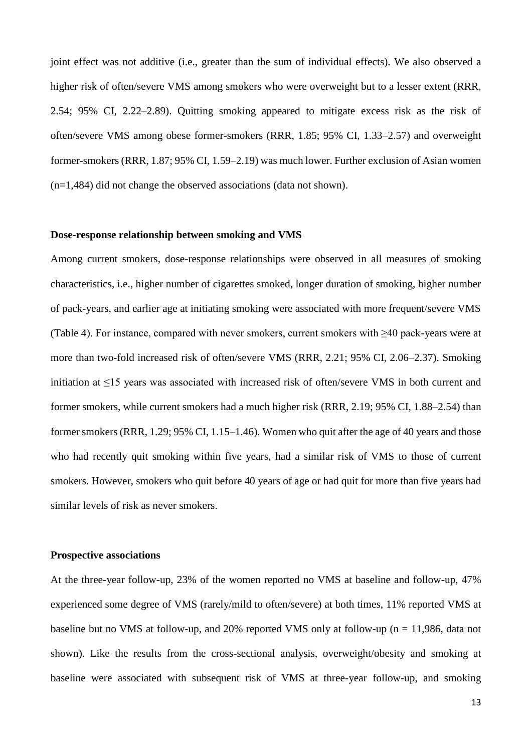joint effect was not additive (i.e., greater than the sum of individual effects). We also observed a higher risk of often/severe VMS among smokers who were overweight but to a lesser extent (RRR, 2.54; 95% CI, 2.22–2.89). Quitting smoking appeared to mitigate excess risk as the risk of often/severe VMS among obese former-smokers (RRR, 1.85; 95% CI, 1.33–2.57) and overweight former-smokers (RRR, 1.87; 95% CI, 1.59–2.19) was much lower. Further exclusion of Asian women (n=1,484) did not change the observed associations (data not shown).

**Dose-response relationship between smoking and VMS**

Among current smokers, dose-response relationships were observed in all measures of smoking characteristics, i.e., higher number of cigarettes smoked, longer duration of smoking, higher number of pack-years, and earlier age at initiating smoking were associated with more frequent/severe VMS (Table 4). For instance, compared with never smokers, current smokers with ≥40 pack-years were at more than two-fold increased risk of often/severe VMS (RRR, 2.21; 95% CI, 2.06–2.37). Smoking initiation at ≤15 years was associated with increased risk of often/severe VMS in both current and former smokers, while current smokers had a much higher risk (RRR, 2.19; 95% CI, 1.88–2.54) than former smokers (RRR, 1.29; 95% CI, 1.15–1.46). Women who quit after the age of 40 years and those who had recently quit smoking within five years, had a similar risk of VMS to those of current smokers. However, smokers who quit before 40 years of age or had quit for more than five years had similar levels of risk as never smokers.

**Prospective associations**

At the three-year follow-up, 23% of the women reported no VMS at baseline and follow-up, 47% experienced some degree of VMS (rarely/mild to often/severe) at both times, 11% reported VMS at baseline but no VMS at follow-up, and 20% reported VMS only at follow-up (n = 11,986, data not shown). Like the results from the cross-sectional analysis, overweight/obesity and smoking at baseline were associated with subsequent risk of VMS at three-year follow-up, and smoking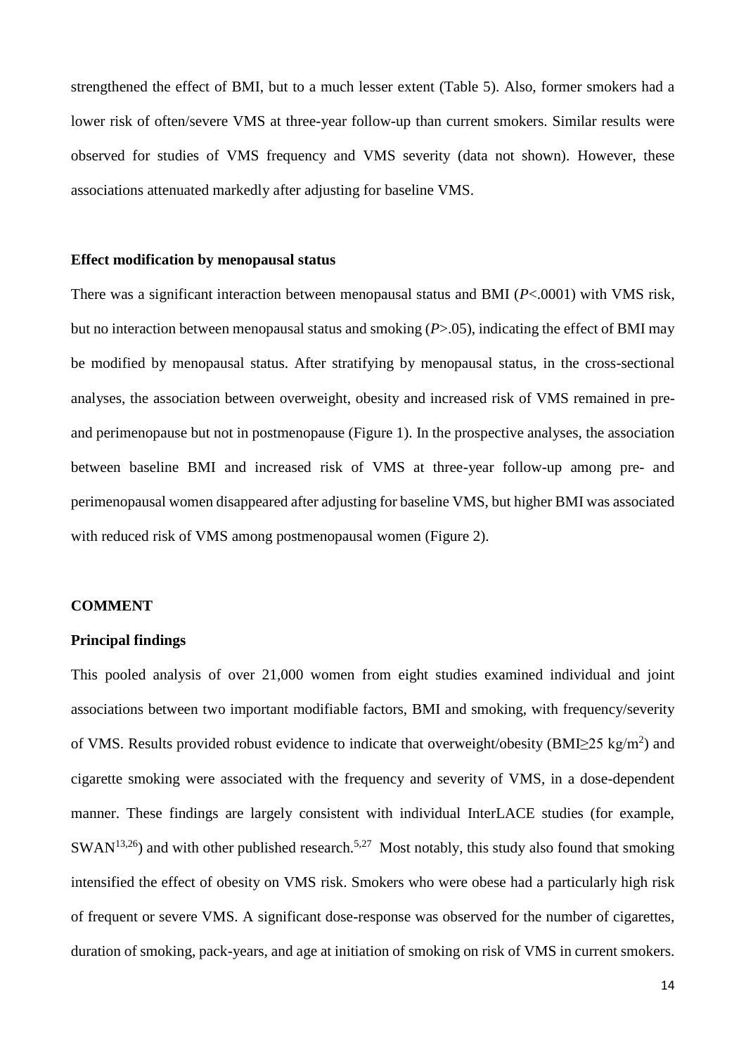strengthened the effect of BMI, but to a much lesser extent (Table 5). Also, former smokers had a lower risk of often/severe VMS at three-year follow-up than current smokers. Similar results were observed for studies of VMS frequency and VMS severity (data not shown). However, these associations attenuated markedly after adjusting for baseline VMS.

### Effect modification by menopausal status

There was a significant interaction between menopausal status and BMI (*P*<.0001) with VMS risk, but no interaction between menopausal status and smoking (*P*>.05), indicating the effect of BMI may be modified by menopausal status. After stratifying by menopausal status, in the cross-sectional analyses, the association between overweight, obesity and increased risk of VMS remained in pre- and perimenopause but not in postmenopause (Figure 1). In the prospective analyses, the association between baseline BMI and increased risk of VMS at three-year follow-up among pre- and perimenopausal women disappeared after adjusting for baseline VMS, but higher BMI was associated with reduced risk of VMS among postmenopausal women (Figure 2).

## COMMENT

### Principal findings

This pooled analysis of over 21,000 women from eight studies examined individual and joint associations between two important modifiable factors, BMI and smoking, with frequency/severity of VMS. Results provided robust evidence to indicate that overweight/obesity (BMI≥25 $kg/m^2$) and cigarette smoking were associated with the frequency and severity of VMS, in a dose-dependent manner. These findings are largely consistent with individual InterLACE studies (for example, SWAN[13,26]) and with other published research.[5,27] Most notably, this study also found that smoking intensified the effect of obesity on VMS risk. Smokers who were obese had a particularly high risk of frequent or severe VMS. A significant dose-response was observed for the number of cigarettes, duration of smoking, pack-years, and age at initiation of smoking on risk of VMS in current smokers.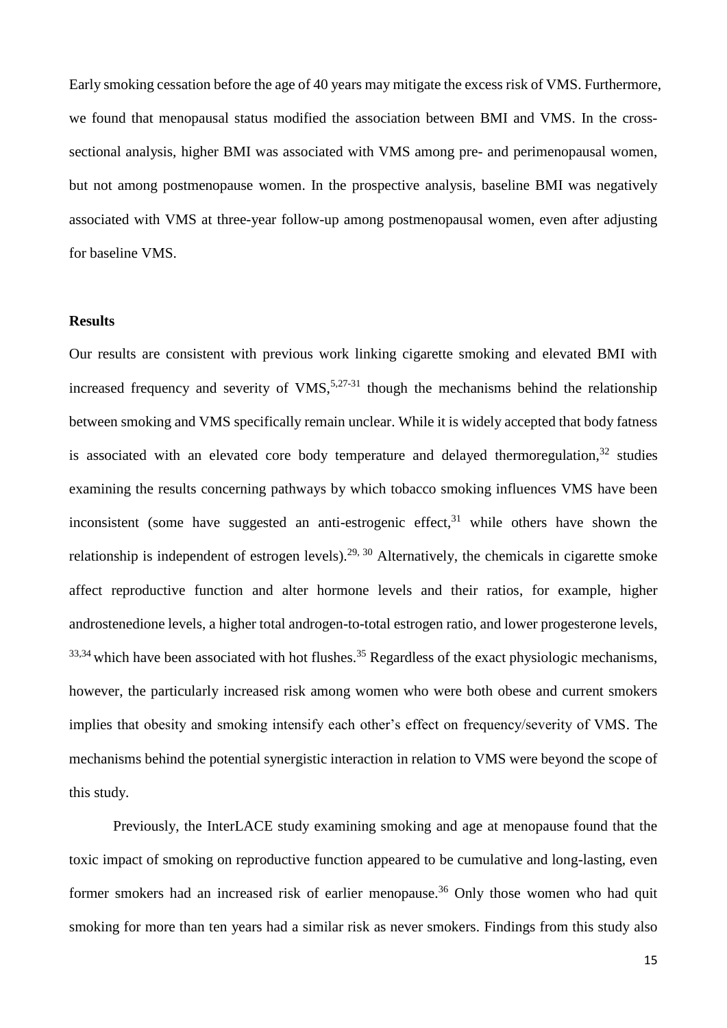Early smoking cessation before the age of 40 years may mitigate the excess risk of VMS. Furthermore, we found that menopausal status modified the association between BMI and VMS. In the cross-sectional analysis, higher BMI was associated with VMS among pre- and perimenopausal women, but not among postmenopause women. In the prospective analysis, baseline BMI was negatively associated with VMS at three-year follow-up among postmenopausal women, even after adjusting for baseline VMS.

**Results**

Our results are consistent with previous work linking cigarette smoking and elevated BMI with increased frequency and severity of VMS,[5,27-31] though the mechanisms behind the relationship between smoking and VMS specifically remain unclear. While it is widely accepted that body fatness is associated with an elevated core body temperature and delayed thermoregulation,[32] studies examining the results concerning pathways by which tobacco smoking influences VMS have been inconsistent (some have suggested an anti-estrogenic effect,[31] while others have shown the relationship is independent of estrogen levels).[29, 30] Alternatively, the chemicals in cigarette smoke affect reproductive function and alter hormone levels and their ratios, for example, higher androstenedione levels, a higher total androgen-to-total estrogen ratio, and lower progesterone levels,[33,34] which have been associated with hot flushes.[35] Regardless of the exact physiologic mechanisms, however, the particularly increased risk among women who were both obese and current smokers implies that obesity and smoking intensify each other's effect on frequency/severity of VMS. The mechanisms behind the potential synergistic interaction in relation to VMS were beyond the scope of this study.

Previously, the InterLACE study examining smoking and age at menopause found that the toxic impact of smoking on reproductive function appeared to be cumulative and long-lasting, even former smokers had an increased risk of earlier menopause.[36] Only those women who had quit smoking for more than ten years had a similar risk as never smokers. Findings from this study also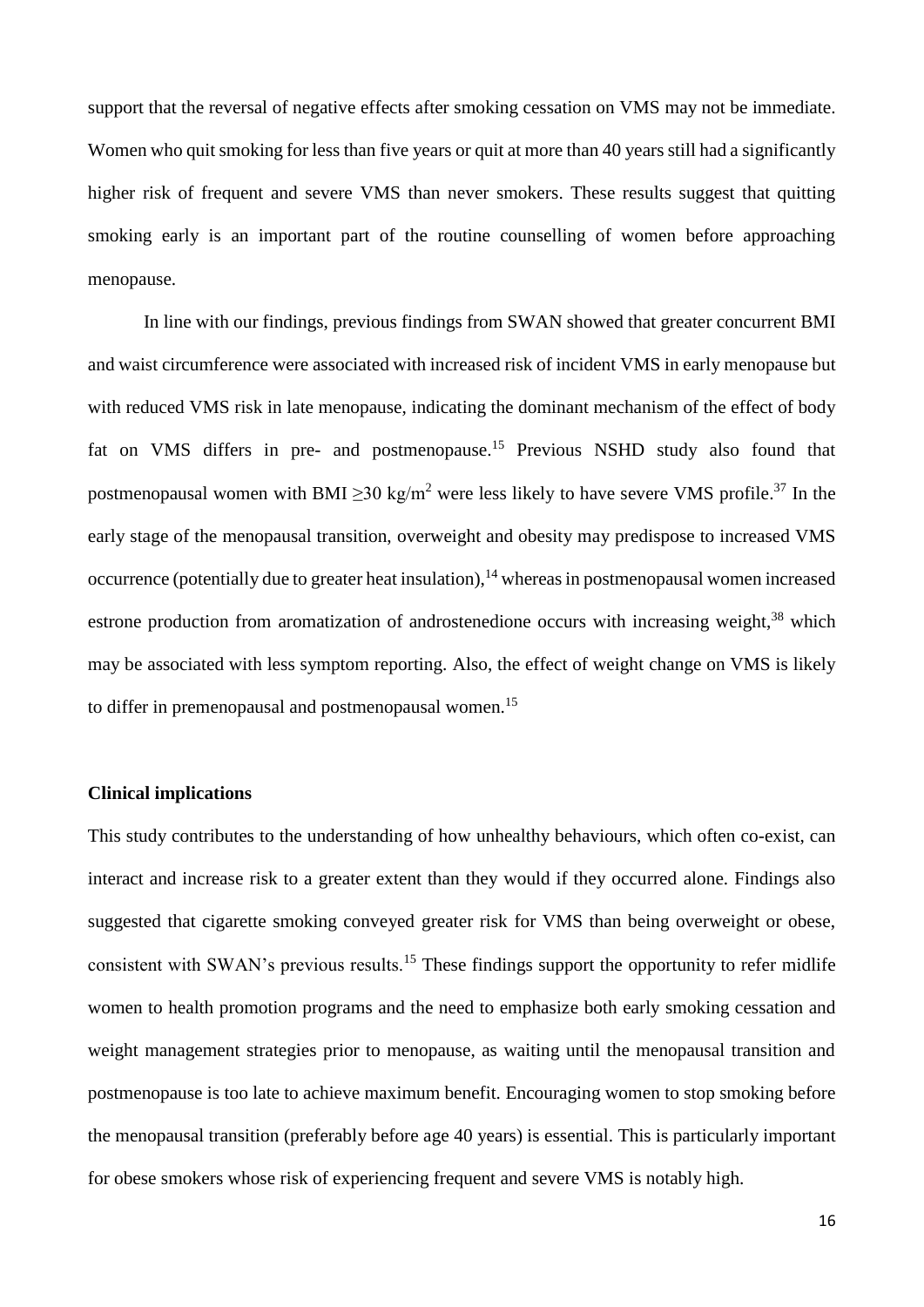support that the reversal of negative effects after smoking cessation on VMS may not be immediate. Women who quit smoking for less than five years or quit at more than 40 years still had a significantly higher risk of frequent and severe VMS than never smokers. These results suggest that quitting smoking early is an important part of the routine counselling of women before approaching menopause.

In line with our findings, previous findings from SWAN showed that greater concurrent BMI and waist circumference were associated with increased risk of incident VMS in early menopause but with reduced VMS risk in late menopause, indicating the dominant mechanism of the effect of body fat on VMS differs in pre- and postmenopause.[15] Previous NSHD study also found that postmenopausal women with BMI $\geq$30 kg/m$^2$ were less likely to have severe VMS profile.[37] In the early stage of the menopausal transition, overweight and obesity may predispose to increased VMS occurrence (potentially due to greater heat insulation),[14] whereas in postmenopausal women increased estrone production from aromatization of androstenedione occurs with increasing weight,[38] which may be associated with less symptom reporting. Also, the effect of weight change on VMS is likely to differ in premenopausal and postmenopausal women.[15]

**Clinical implications**

This study contributes to the understanding of how unhealthy behaviours, which often co-exist, can interact and increase risk to a greater extent than they would if they occurred alone. Findings also suggested that cigarette smoking conveyed greater risk for VMS than being overweight or obese, consistent with SWAN's previous results.[15] These findings support the opportunity to refer midlife women to health promotion programs and the need to emphasize both early smoking cessation and weight management strategies prior to menopause, as waiting until the menopausal transition and postmenopause is too late to achieve maximum benefit. Encouraging women to stop smoking before the menopausal transition (preferably before age 40 years) is essential. This is particularly important for obese smokers whose risk of experiencing frequent and severe VMS is notably high.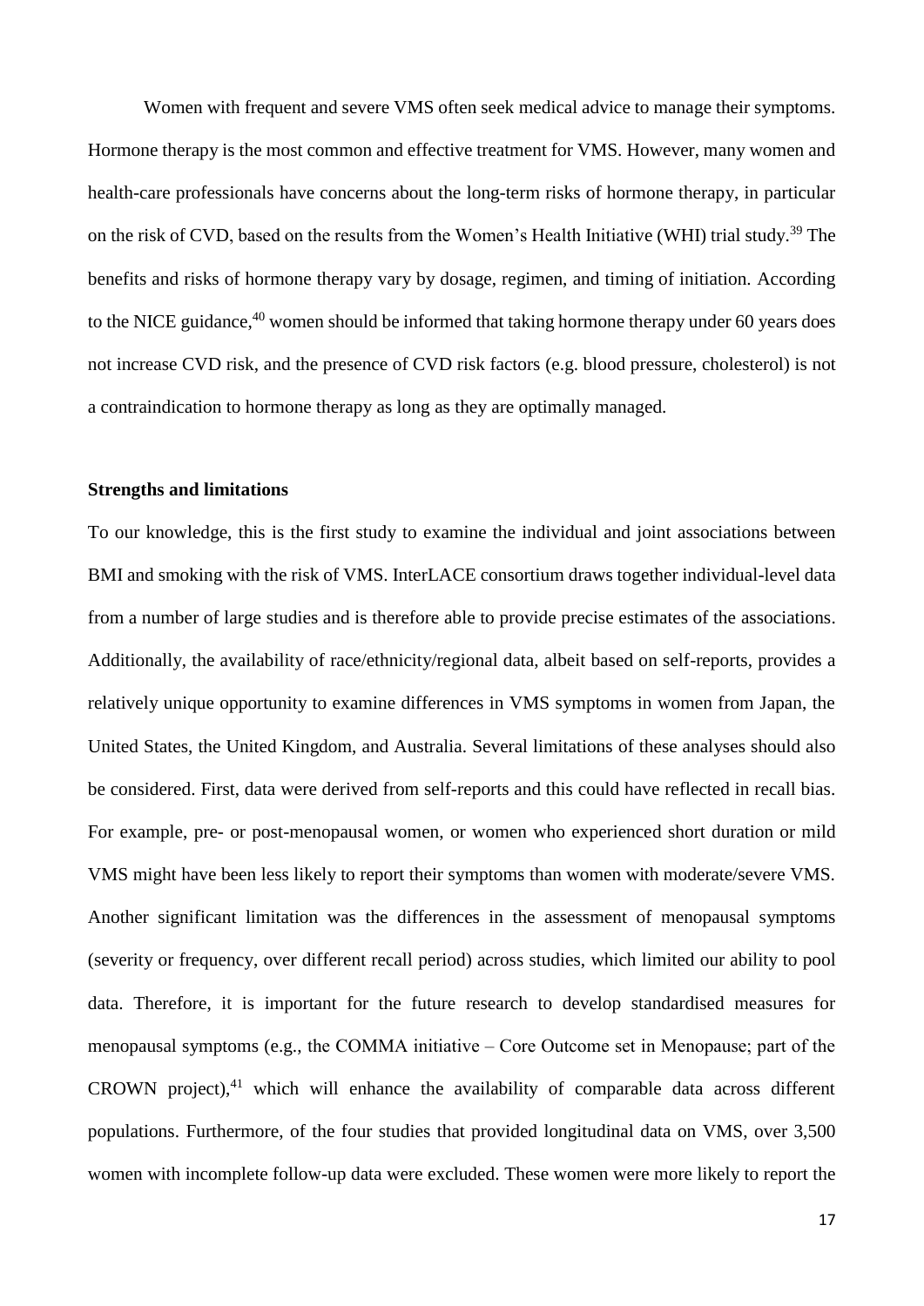Women with frequent and severe VMS often seek medical advice to manage their symptoms. Hormone therapy is the most common and effective treatment for VMS. However, many women and health-care professionals have concerns about the long-term risks of hormone therapy, in particular on the risk of CVD, based on the results from the Women's Health Initiative (WHI) trial study.[39] The benefits and risks of hormone therapy vary by dosage, regimen, and timing of initiation. According to the NICE guidance,[40] women should be informed that taking hormone therapy under 60 years does not increase CVD risk, and the presence of CVD risk factors (e.g. blood pressure, cholesterol) is not a contraindication to hormone therapy as long as they are optimally managed.

**Strengths and limitations**

To our knowledge, this is the first study to examine the individual and joint associations between BMI and smoking with the risk of VMS. InterLACE consortium draws together individual-level data from a number of large studies and is therefore able to provide precise estimates of the associations. Additionally, the availability of race/ethnicity/regional data, albeit based on self-reports, provides a relatively unique opportunity to examine differences in VMS symptoms in women from Japan, the United States, the United Kingdom, and Australia. Several limitations of these analyses should also be considered. First, data were derived from self-reports and this could have reflected in recall bias. For example, pre- or post-menopausal women, or women who experienced short duration or mild VMS might have been less likely to report their symptoms than women with moderate/severe VMS. Another significant limitation was the differences in the assessment of menopausal symptoms (severity or frequency, over different recall period) across studies, which limited our ability to pool data. Therefore, it is important for the future research to develop standardised measures for menopausal symptoms (e.g., the COMMA initiative – Core Outcome set in Menopause; part of the CROWN project),[41] which will enhance the availability of comparable data across different populations. Furthermore, of the four studies that provided longitudinal data on VMS, over 3,500 women with incomplete follow-up data were excluded. These women were more likely to report the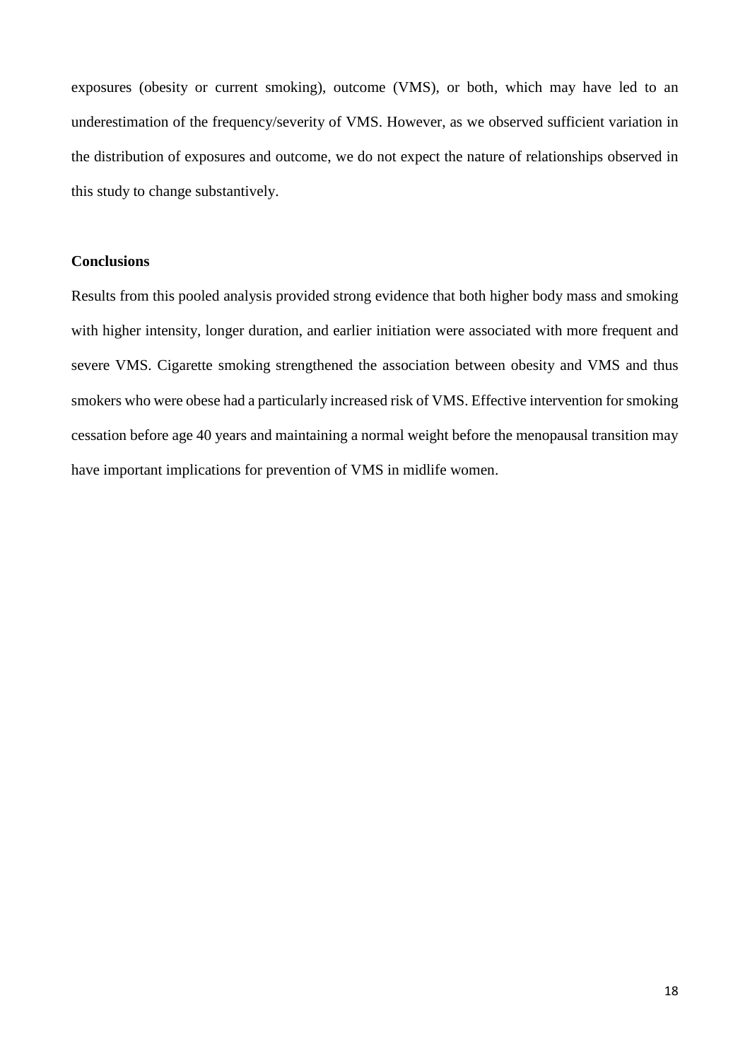exposures (obesity or current smoking), outcome (VMS), or both, which may have led to an underestimation of the frequency/severity of VMS. However, as we observed sufficient variation in the distribution of exposures and outcome, we do not expect the nature of relationships observed in this study to change substantively.

## Conclusions

Results from this pooled analysis provided strong evidence that both higher body mass and smoking with higher intensity, longer duration, and earlier initiation were associated with more frequent and severe VMS. Cigarette smoking strengthened the association between obesity and VMS and thus smokers who were obese had a particularly increased risk of VMS. Effective intervention for smoking cessation before age 40 years and maintaining a normal weight before the menopausal transition may have important implications for prevention of VMS in midlife women.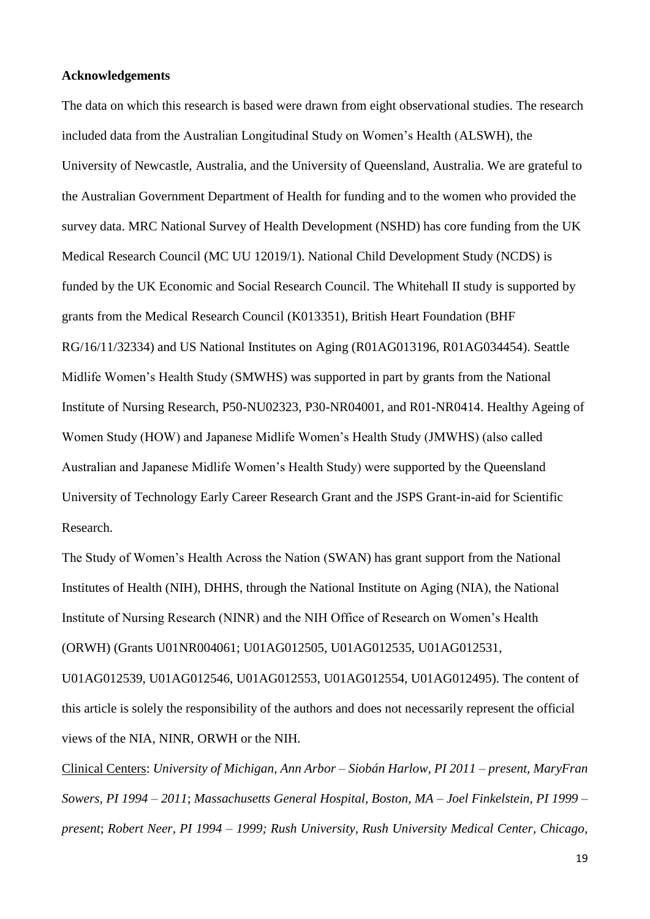**Acknowledgements**

The data on which this research is based were drawn from eight observational studies. The research included data from the Australian Longitudinal Study on Women's Health (ALSWH), the University of Newcastle, Australia, and the University of Queensland, Australia. We are grateful to the Australian Government Department of Health for funding and to the women who provided the survey data. MRC National Survey of Health Development (NSHD) has core funding from the UK Medical Research Council (MC UU 12019/1). National Child Development Study (NCDS) is funded by the UK Economic and Social Research Council. The Whitehall II study is supported by grants from the Medical Research Council (K013351), British Heart Foundation (BHF RG/16/11/32334) and US National Institutes on Aging (R01AG013196, R01AG034454). Seattle Midlife Women's Health Study (SMWHS) was supported in part by grants from the National Institute of Nursing Research, P50-NU02323, P30-NR04001, and R01-NR0414. Healthy Ageing of Women Study (HOW) and Japanese Midlife Women's Health Study (JMWHS) (also called Australian and Japanese Midlife Women's Health Study) were supported by the Queensland University of Technology Early Career Research Grant and the JSPS Grant-in-aid for Scientific Research.

The Study of Women's Health Across the Nation (SWAN) has grant support from the National Institutes of Health (NIH), DHHS, through the National Institute on Aging (NIA), the National Institute of Nursing Research (NINR) and the NIH Office of Research on Women's Health (ORWH) (Grants U01NR004061; U01AG012505, U01AG012535, U01AG012531, U01AG012539, U01AG012546, U01AG012553, U01AG012554, U01AG012495). The content of this article is solely the responsibility of the authors and does not necessarily represent the official views of the NIA, NINR, ORWH or the NIH.

Clinical Centers: *University of Michigan, Ann Arbor – Siobán Harlow, PI 2011 – present, MaryFran Sowers, PI 1994 – 2011*; *Massachusetts General Hospital, Boston, MA – Joel Finkelstein, PI 1999 – present*; *Robert Neer, PI 1994 – 1999; Rush University, Rush University Medical Center, Chicago,*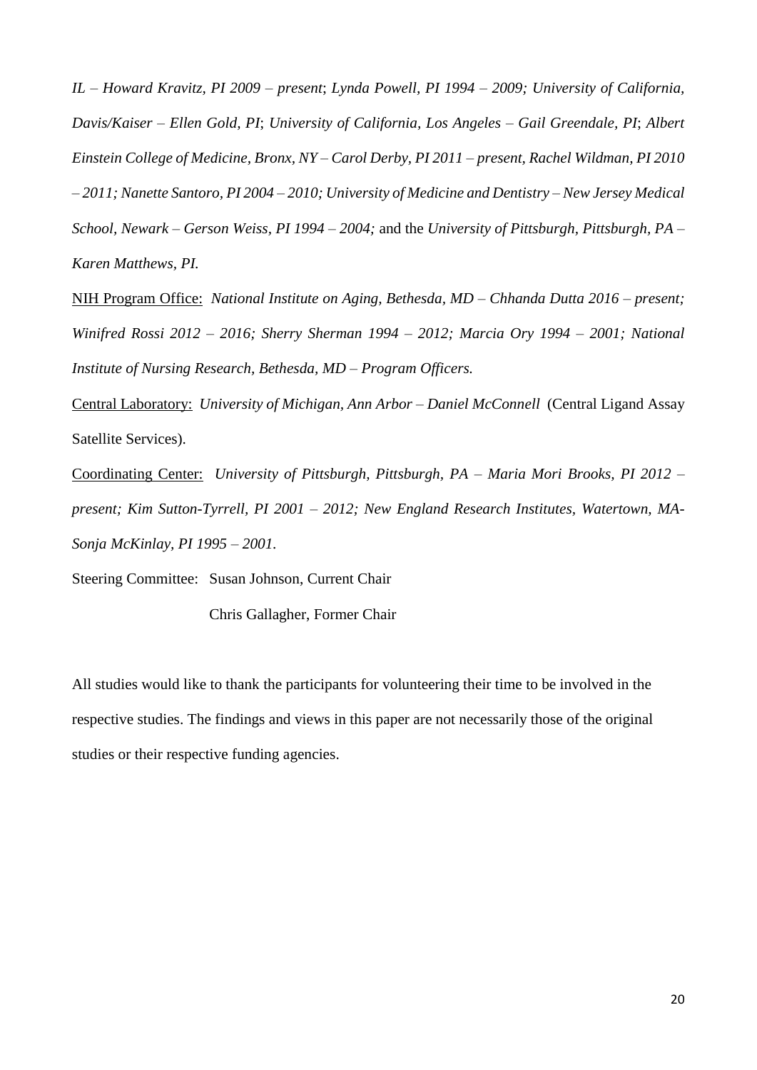*IL – Howard Kravitz, PI 2009 – present*; *Lynda Powell, PI 1994 – 2009; University of California, Davis/Kaiser – Ellen Gold, PI*; *University of California, Los Angeles – Gail Greendale, PI*; *Albert Einstein College of Medicine, Bronx, NY – Carol Derby, PI 2011 – present, Rachel Wildman, PI 2010 – 2011; Nanette Santoro, PI 2004 – 2010; University of Medicine and Dentistry – New Jersey Medical School, Newark – Gerson Weiss, PI 1994 – 2004;* and the *University of Pittsburgh, Pittsburgh, PA – Karen Matthews, PI.*

<u>NIH Program Office:</u> *National Institute on Aging, Bethesda, MD – Chhanda Dutta 2016 – present; Winifred Rossi 2012 – 2016; Sherry Sherman 1994 – 2012; Marcia Ory 1994 – 2001; National Institute of Nursing Research, Bethesda, MD – Program Officers.*

<u>Central Laboratory:</u> *University of Michigan, Ann Arbor – Daniel McConnell* (Central Ligand Assay Satellite Services).

<u>Coordinating Center:</u> *University of Pittsburgh, Pittsburgh, PA – Maria Mori Brooks, PI 2012 – present; Kim Sutton-Tyrrell, PI 2001 – 2012; New England Research Institutes, Watertown, MA- Sonja McKinlay, PI 1995 – 2001.*

Steering Committee: Susan Johnson, Current Chair

Chris Gallagher, Former Chair

All studies would like to thank the participants for volunteering their time to be involved in the respective studies. The findings and views in this paper are not necessarily those of the original studies or their respective funding agencies.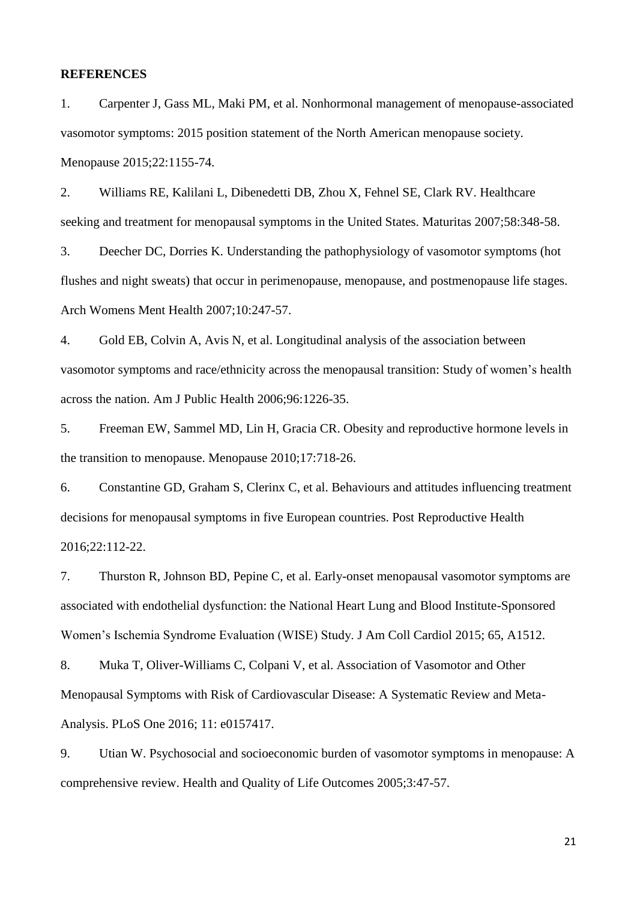**REFERENCES**

1. Carpenter J, Gass ML, Maki PM, et al. Nonhormonal management of menopause-associated vasomotor symptoms: 2015 position statement of the North American menopause society. Menopause 2015;22:1155-74.

2. Williams RE, Kalilani L, Dibenedetti DB, Zhou X, Fehnel SE, Clark RV. Healthcare seeking and treatment for menopausal symptoms in the United States. Maturitas 2007;58:348-58.

3. Deecher DC, Dorries K. Understanding the pathophysiology of vasomotor symptoms (hot flushes and night sweats) that occur in perimenopause, menopause, and postmenopause life stages. Arch Womens Ment Health 2007;10:247-57.

4. Gold EB, Colvin A, Avis N, et al. Longitudinal analysis of the association between vasomotor symptoms and race/ethnicity across the menopausal transition: Study of women's health across the nation. Am J Public Health 2006;96:1226-35.

5. Freeman EW, Sammel MD, Lin H, Gracia CR. Obesity and reproductive hormone levels in the transition to menopause. Menopause 2010;17:718-26.

6. Constantine GD, Graham S, Clerinx C, et al. Behaviours and attitudes influencing treatment decisions for menopausal symptoms in five European countries. Post Reproductive Health 2016;22:112-22.

7. Thurston R, Johnson BD, Pepine C, et al. Early-onset menopausal vasomotor symptoms are associated with endothelial dysfunction: the National Heart Lung and Blood Institute-Sponsored Women's Ischemia Syndrome Evaluation (WISE) Study. J Am Coll Cardiol 2015; 65, A1512.

8. Muka T, Oliver-Williams C, Colpani V, et al. Association of Vasomotor and Other Menopausal Symptoms with Risk of Cardiovascular Disease: A Systematic Review and Meta-Analysis. PLoS One 2016; 11: e0157417.

9. Utian W. Psychosocial and socioeconomic burden of vasomotor symptoms in menopause: A comprehensive review. Health and Quality of Life Outcomes 2005;3:47-57.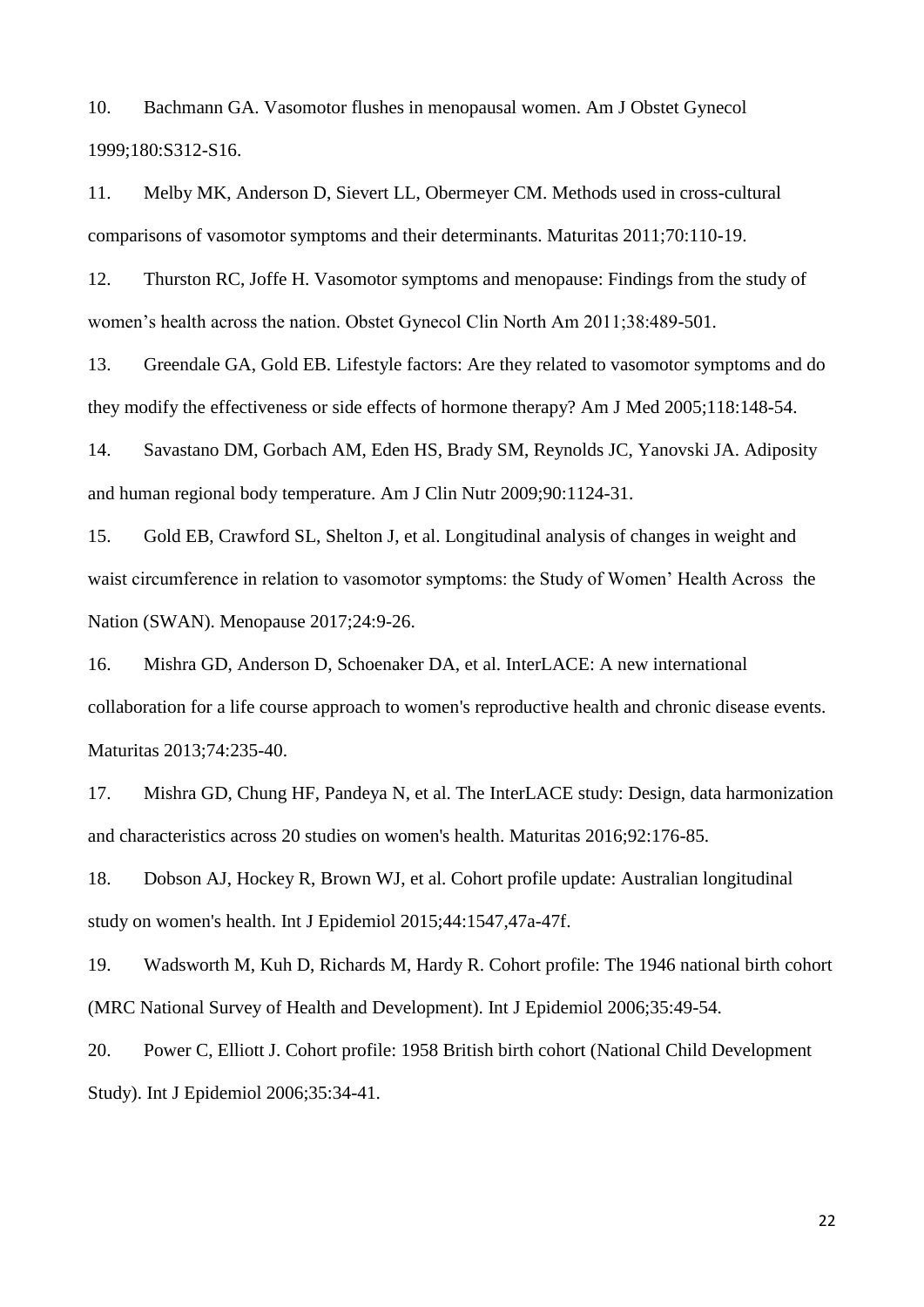10. Bachmann GA. Vasomotor flushes in menopausal women. Am J Obstet Gynecol 1999;180:S312-S16.

11. Melby MK, Anderson D, Sievert LL, Obermeyer CM. Methods used in cross-cultural comparisons of vasomotor symptoms and their determinants. Maturitas 2011;70:110-19.

12. Thurston RC, Joffe H. Vasomotor symptoms and menopause: Findings from the study of women's health across the nation. Obstet Gynecol Clin North Am 2011;38:489-501.

13. Greendale GA, Gold EB. Lifestyle factors: Are they related to vasomotor symptoms and do they modify the effectiveness or side effects of hormone therapy? Am J Med 2005;118:148-54.

14. Savastano DM, Gorbach AM, Eden HS, Brady SM, Reynolds JC, Yanovski JA. Adiposity and human regional body temperature. Am J Clin Nutr 2009;90:1124-31.

15. Gold EB, Crawford SL, Shelton J, et al. Longitudinal analysis of changes in weight and waist circumference in relation to vasomotor symptoms: the Study of Women' Health Across the Nation (SWAN). Menopause 2017;24:9-26.

16. Mishra GD, Anderson D, Schoenaker DA, et al. InterLACE: A new international collaboration for a life course approach to women's reproductive health and chronic disease events. Maturitas 2013;74:235-40.

17. Mishra GD, Chung HF, Pandeya N, et al. The InterLACE study: Design, data harmonization and characteristics across 20 studies on women's health. Maturitas 2016;92:176-85.

18. Dobson AJ, Hockey R, Brown WJ, et al. Cohort profile update: Australian longitudinal study on women's health. Int J Epidemiol 2015;44:1547,47a-47f.

19. Wadsworth M, Kuh D, Richards M, Hardy R. Cohort profile: The 1946 national birth cohort (MRC National Survey of Health and Development). Int J Epidemiol 2006;35:49-54.

20. Power C, Elliott J. Cohort profile: 1958 British birth cohort (National Child Development Study). Int J Epidemiol 2006;35:34-41.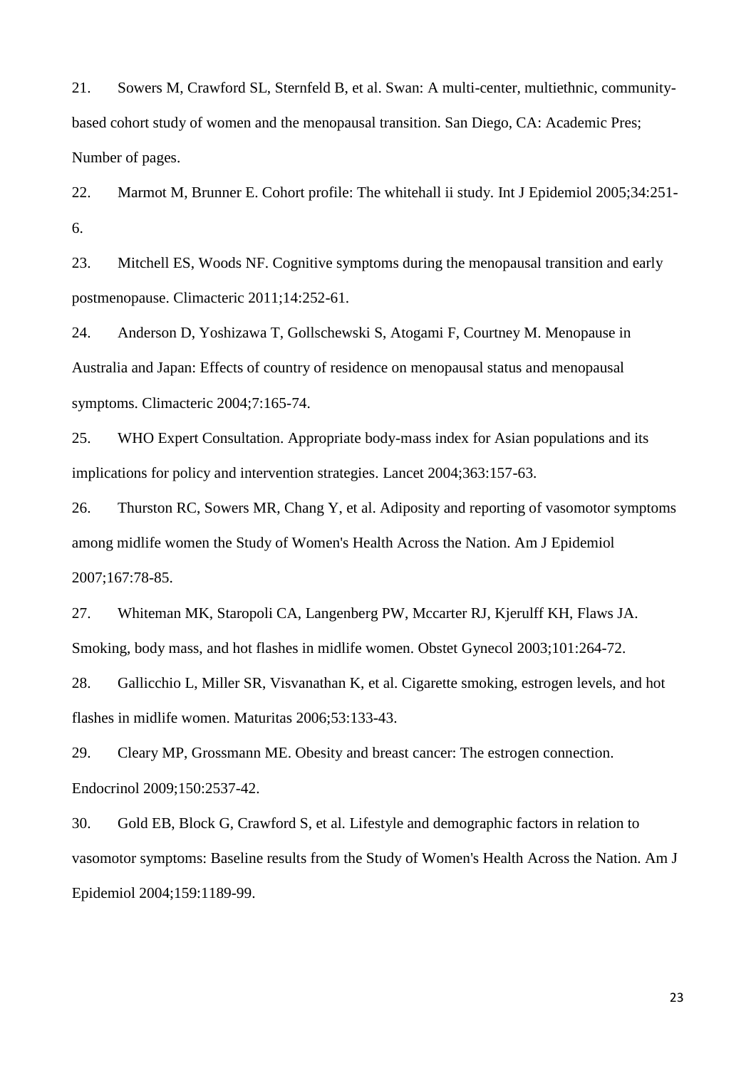21. Sowers M, Crawford SL, Sternfeld B, et al. Swan: A multi-center, multiethnic, community-based cohort study of women and the menopausal transition. San Diego, CA: Academic Pres; Number of pages.

22. Marmot M, Brunner E. Cohort profile: The whitehall ii study. Int J Epidemiol 2005;34:251-6.

23. Mitchell ES, Woods NF. Cognitive symptoms during the menopausal transition and early postmenopause. Climacteric 2011;14:252-61.

24. Anderson D, Yoshizawa T, Gollschewski S, Atogami F, Courtney M. Menopause in Australia and Japan: Effects of country of residence on menopausal status and menopausal symptoms. Climacteric 2004;7:165-74.

25. WHO Expert Consultation. Appropriate body-mass index for Asian populations and its implications for policy and intervention strategies. Lancet 2004;363:157-63.

26. Thurston RC, Sowers MR, Chang Y, et al. Adiposity and reporting of vasomotor symptoms among midlife women the Study of Women's Health Across the Nation. Am J Epidemiol 2007;167:78-85.

27. Whiteman MK, Staropoli CA, Langenberg PW, Mccarter RJ, Kjerulff KH, Flaws JA. Smoking, body mass, and hot flashes in midlife women. Obstet Gynecol 2003;101:264-72.

28. Gallicchio L, Miller SR, Visvanathan K, et al. Cigarette smoking, estrogen levels, and hot flashes in midlife women. Maturitas 2006;53:133-43.

29. Cleary MP, Grossmann ME. Obesity and breast cancer: The estrogen connection. Endocrinol 2009;150:2537-42.

30. Gold EB, Block G, Crawford S, et al. Lifestyle and demographic factors in relation to vasomotor symptoms: Baseline results from the Study of Women's Health Across the Nation. Am J Epidemiol 2004;159:1189-99.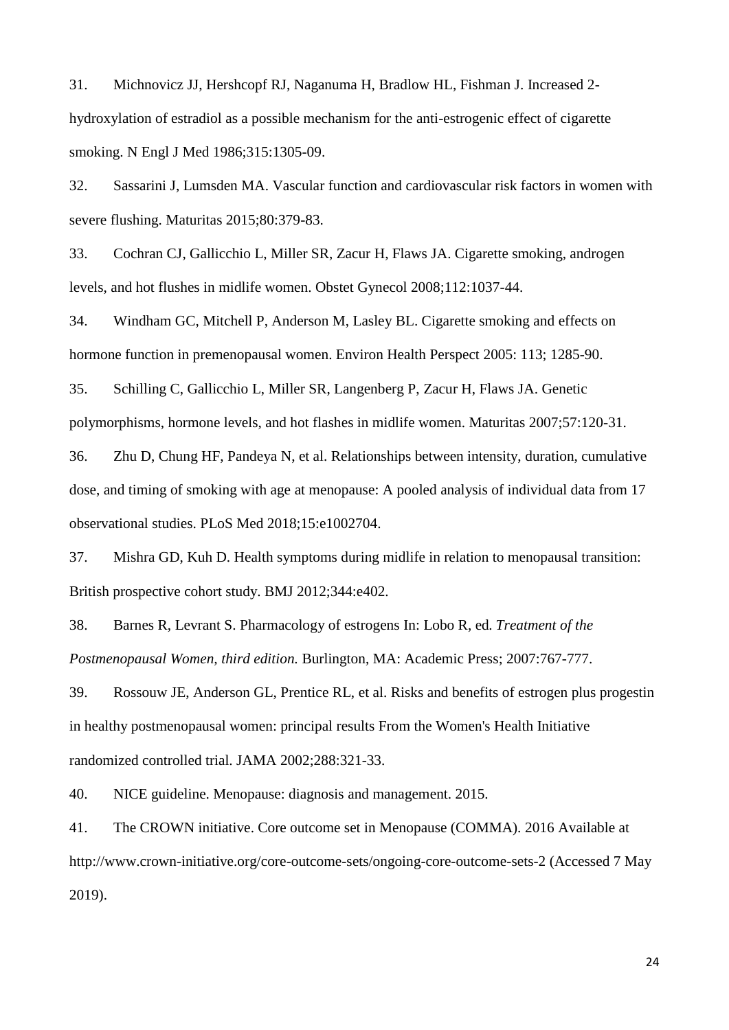31. Michnovicz JJ, Hershcopf RJ, Naganuma H, Bradlow HL, Fishman J. Increased 2-hydroxylation of estradiol as a possible mechanism for the anti-estrogenic effect of cigarette smoking. N Engl J Med 1986;315:1305-09.

32. Sassarini J, Lumsden MA. Vascular function and cardiovascular risk factors in women with severe flushing. Maturitas 2015;80:379-83.

33. Cochran CJ, Gallicchio L, Miller SR, Zacur H, Flaws JA. Cigarette smoking, androgen levels, and hot flushes in midlife women. Obstet Gynecol 2008;112:1037-44.

34. Windham GC, Mitchell P, Anderson M, Lasley BL. Cigarette smoking and effects on hormone function in premenopausal women. Environ Health Perspect 2005: 113; 1285-90.

35. Schilling C, Gallicchio L, Miller SR, Langenberg P, Zacur H, Flaws JA. Genetic polymorphisms, hormone levels, and hot flashes in midlife women. Maturitas 2007;57:120-31.

36. Zhu D, Chung HF, Pandeya N, et al. Relationships between intensity, duration, cumulative dose, and timing of smoking with age at menopause: A pooled analysis of individual data from 17 observational studies. PLoS Med 2018;15:e1002704.

37. Mishra GD, Kuh D. Health symptoms during midlife in relation to menopausal transition: British prospective cohort study. BMJ 2012;344:e402.

38. Barnes R, Levrant S. Pharmacology of estrogens In: Lobo R, ed. *Treatment of the Postmenopausal Women, third edition.* Burlington, MA: Academic Press; 2007:767-777.

39. Rossouw JE, Anderson GL, Prentice RL, et al. Risks and benefits of estrogen plus progestin in healthy postmenopausal women: principal results From the Women's Health Initiative randomized controlled trial. JAMA 2002;288:321-33.

40. NICE guideline. Menopause: diagnosis and management. 2015.

41. The CROWN initiative. Core outcome set in Menopause (COMMA). 2016 Available at http://www.crown-initiative.org/core-outcome-sets/ongoing-core-outcome-sets-2 (Accessed 7 May 2019).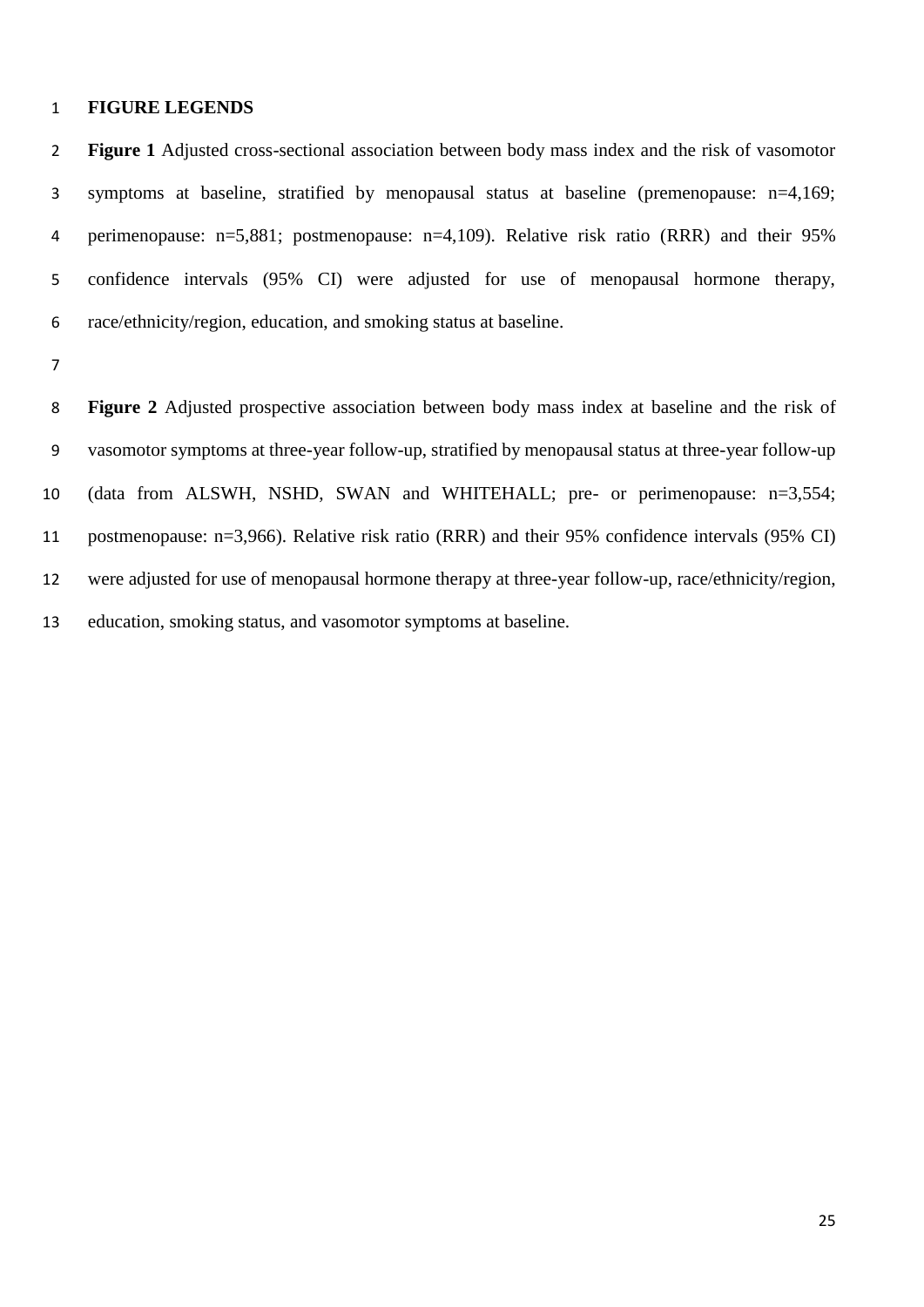# FIGURE LEGENDS

**Figure 1** Adjusted cross-sectional association between body mass index and the risk of vasomotor symptoms at baseline, stratified by menopausal status at baseline (premenopause: n=4,169; perimenopause: n=5,881; postmenopause: n=4,109). Relative risk ratio (RRR) and their 95% confidence intervals (95% CI) were adjusted for use of menopausal hormone therapy, race/ethnicity/region, education, and smoking status at baseline.

**Figure 2** Adjusted prospective association between body mass index at baseline and the risk of vasomotor symptoms at three-year follow-up, stratified by menopausal status at three-year follow-up (data from ALSWH, NSHD, SWAN and WHITEHALL; pre- or perimenopause: n=3,554; postmenopause: n=3,966). Relative risk ratio (RRR) and their 95% confidence intervals (95% CI) were adjusted for use of menopausal hormone therapy at three-year follow-up, race/ethnicity/region, education, smoking status, and vasomotor symptoms at baseline.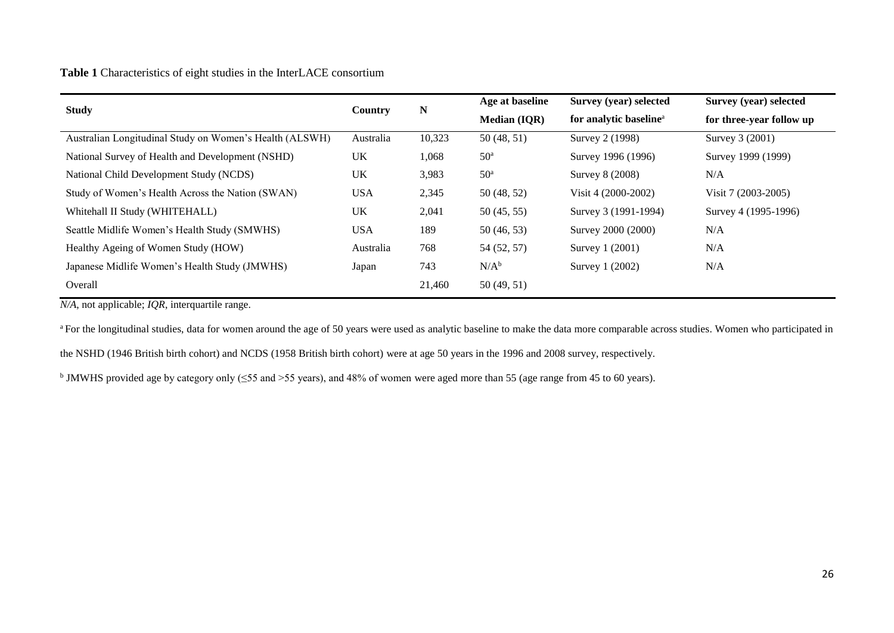**Table 1** Characteristics of eight studies in the InterLACE consortium

| Study | Country | N | Age at baseline Median (IQR) | Survey (year) selected for analytic baseline[a] | Survey (year) selected for three-year follow up |
|---|---|---|---|---|---|
| Australian Longitudinal Study on Women's Health (ALSWH) | Australia | 10,323 | 50 (48, 51) | Survey 2 (1998) | Survey 3 (2001) |
| National Survey of Health and Development (NSHD) | UK | 1,068 | 50[a] | Survey 1996 (1996) | Survey 1999 (1999) |
| National Child Development Study (NCDS) | UK | 3,983 | 50[a] | Survey 8 (2008) | N/A |
| Study of Women's Health Across the Nation (SWAN) | USA | 2,345 | 50 (48, 52) | Visit 4 (2000-2002) | Visit 7 (2003-2005) |
| Whitehall II Study (WHITEHALL) | UK | 2,041 | 50 (45, 55) | Survey 3 (1991-1994) | Survey 4 (1995-1996) |
| Seattle Midlife Women's Health Study (SMWHS) | USA | 189 | 50 (46, 53) | Survey 2000 (2000) | N/A |
| Healthy Ageing of Women Study (HOW) | Australia | 768 | 54 (52, 57) | Survey 1 (2001) | N/A |
| Japanese Midlife Women's Health Study (JMWHS) | Japan | 743 | N/A[b] | Survey 1 (2002) | N/A |
| Overall | | 21,460 | 50 (49, 51) | | |

*N/A*, not applicable; *IQR*, interquartile range.

[a] For the longitudinal studies, data for women around the age of 50 years were used as analytic baseline to make the data more comparable across studies. Women who participated in the NSHD (1946 British birth cohort) and NCDS (1958 British birth cohort) were at age 50 years in the 1996 and 2008 survey, respectively.

[b] JMWHS provided age by category only (≤55 and >55 years), and 48% of women were aged more than 55 (age range from 45 to 60 years).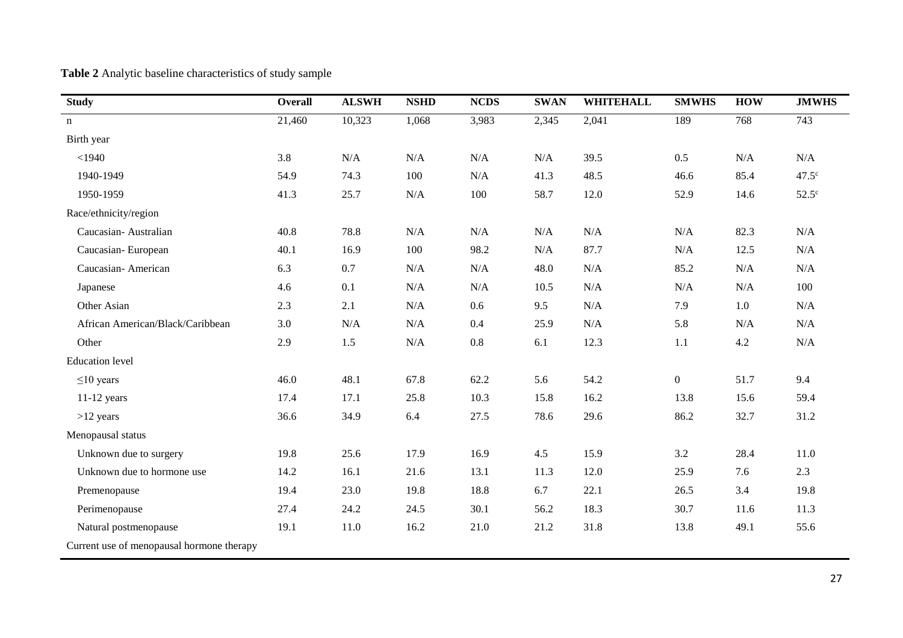**Table 2** Analytic baseline characteristics of study sample

| Study | Overall | ALSWH | NSHD | NCDS | SWAN | WHITEHALL | SMWHS | HOW | JMWHS |
|---|---|---|---|---|---|---|---|---|---|
| n | 21,460 | 10,323 | 1,068 | 3,983 | 2,345 | 2,041 | 189 | 768 | 743 |
| Birth year | | | | | | | | | |
| <1940 | 3.8 | N/A | N/A | N/A | N/A | 39.5 | 0.5 | N/A | N/A |
| 1940-1949 | 54.9 | 74.3 | 100 | N/A | 41.3 | 48.5 | 46.6 | 85.4 | 47.5[c] |
| 1950-1959 | 41.3 | 25.7 | N/A | 100 | 58.7 | 12.0 | 52.9 | 14.6 | 52.5[c] |
| Race/ethnicity/region | | | | | | | | | |
| Caucasian- Australian | 40.8 | 78.8 | N/A | N/A | N/A | N/A | N/A | 82.3 | N/A |
| Caucasian- European | 40.1 | 16.9 | 100 | 98.2 | N/A | 87.7 | N/A | 12.5 | N/A |
| Caucasian- American | 6.3 | 0.7 | N/A | N/A | 48.0 | N/A | 85.2 | N/A | N/A |
| Japanese | 4.6 | 0.1 | N/A | N/A | 10.5 | N/A | N/A | N/A | 100 |
| Other Asian | 2.3 | 2.1 | N/A | 0.6 | 9.5 | N/A | 7.9 | 1.0 | N/A |
| African American/Black/Caribbean | 3.0 | N/A | N/A | 0.4 | 25.9 | N/A | 5.8 | N/A | N/A |
| Other | 2.9 | 1.5 | N/A | 0.8 | 6.1 | 12.3 | 1.1 | 4.2 | N/A |
| Education level | | | | | | | | | |
| ≤10 years | 46.0 | 48.1 | 67.8 | 62.2 | 5.6 | 54.2 | 0 | 51.7 | 9.4 |
| 11-12 years | 17.4 | 17.1 | 25.8 | 10.3 | 15.8 | 16.2 | 13.8 | 15.6 | 59.4 |
| >12 years | 36.6 | 34.9 | 6.4 | 27.5 | 78.6 | 29.6 | 86.2 | 32.7 | 31.2 |
| Menopausal status | | | | | | | | | |
| Unknown due to surgery | 19.8 | 25.6 | 17.9 | 16.9 | 4.5 | 15.9 | 3.2 | 28.4 | 11.0 |
| Unknown due to hormone use | 14.2 | 16.1 | 21.6 | 13.1 | 11.3 | 12.0 | 25.9 | 7.6 | 2.3 |
| Premenopause | 19.4 | 23.0 | 19.8 | 18.8 | 6.7 | 22.1 | 26.5 | 3.4 | 19.8 |
| Perimenopause | 27.4 | 24.2 | 24.5 | 30.1 | 56.2 | 18.3 | 30.7 | 11.6 | 11.3 |
| Natural postmenopause | 19.1 | 11.0 | 16.2 | 21.0 | 21.2 | 31.8 | 13.8 | 49.1 | 55.6 |
| Current use of menopausal hormone therapy | | | | | | | | | |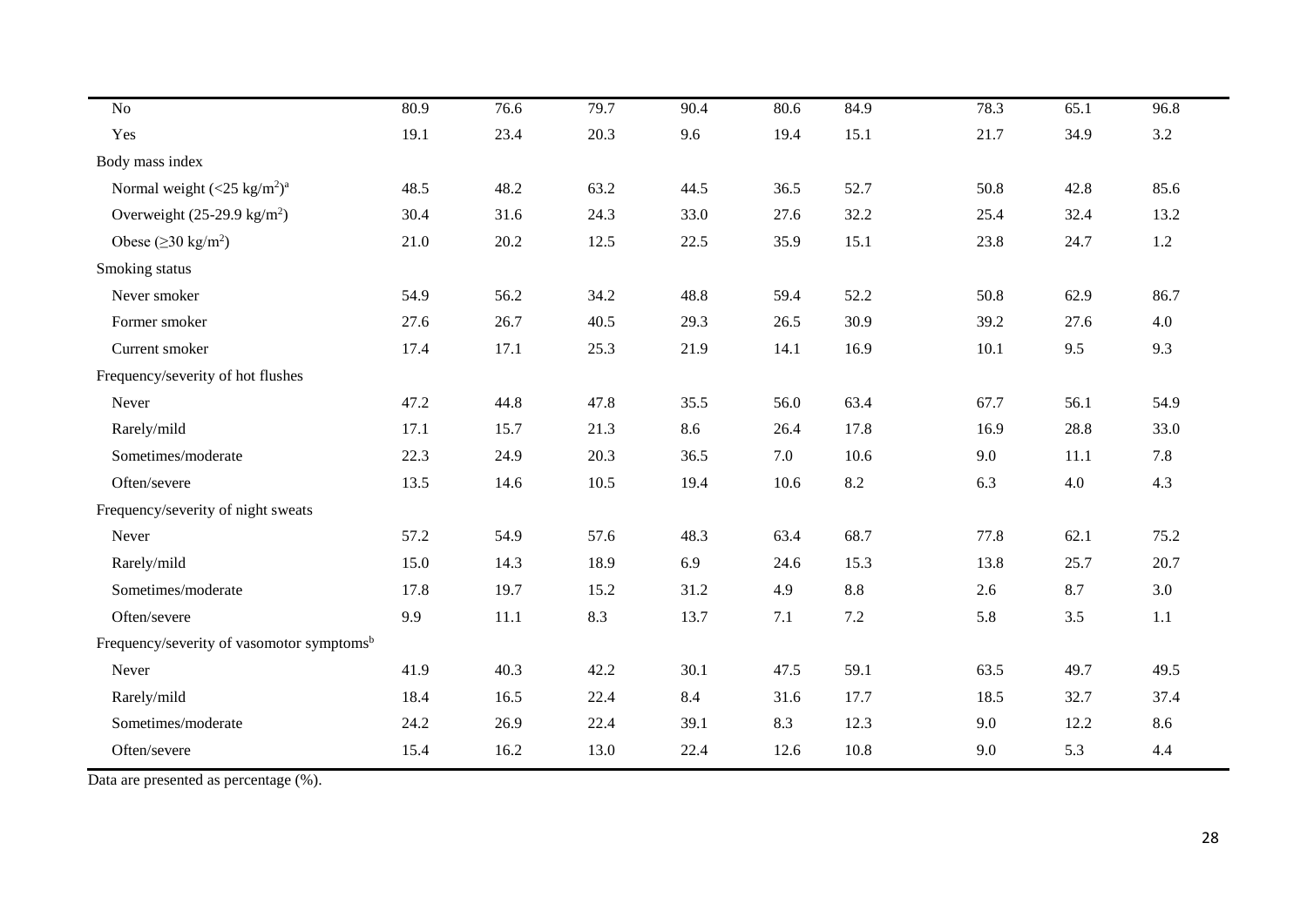| | | | | | | | | | |
|---|---|---|---|---|---|---|---|---|---|
| No | 80.9 | 76.6 | 79.7 | 90.4 | 80.6 | 84.9 | 78.3 | 65.1 | 96.8 |
| Yes | 19.1 | 23.4 | 20.3 | 9.6 | 19.4 | 15.1 | 21.7 | 34.9 | 3.2 |
| Body mass index | | | | | | | | | |
| Normal weight (<25 kg/m$^2$)[a] | 48.5 | 48.2 | 63.2 | 44.5 | 36.5 | 52.7 | 50.8 | 42.8 | 85.6 |
| Overweight (25-29.9 kg/m$^2$) | 30.4 | 31.6 | 24.3 | 33.0 | 27.6 | 32.2 | 25.4 | 32.4 | 13.2 |
| Obese (≥30 kg/m$^2$) | 21.0 | 20.2 | 12.5 | 22.5 | 35.9 | 15.1 | 23.8 | 24.7 | 1.2 |
| Smoking status | | | | | | | | | |
| Never smoker | 54.9 | 56.2 | 34.2 | 48.8 | 59.4 | 52.2 | 50.8 | 62.9 | 86.7 |
| Former smoker | 27.6 | 26.7 | 40.5 | 29.3 | 26.5 | 30.9 | 39.2 | 27.6 | 4.0 |
| Current smoker | 17.4 | 17.1 | 25.3 | 21.9 | 14.1 | 16.9 | 10.1 | 9.5 | 9.3 |
| Frequency/severity of hot flushes | | | | | | | | | |
| Never | 47.2 | 44.8 | 47.8 | 35.5 | 56.0 | 63.4 | 67.7 | 56.1 | 54.9 |
| Rarely/mild | 17.1 | 15.7 | 21.3 | 8.6 | 26.4 | 17.8 | 16.9 | 28.8 | 33.0 |
| Sometimes/moderate | 22.3 | 24.9 | 20.3 | 36.5 | 7.0 | 10.6 | 9.0 | 11.1 | 7.8 |
| Often/severe | 13.5 | 14.6 | 10.5 | 19.4 | 10.6 | 8.2 | 6.3 | 4.0 | 4.3 |
| Frequency/severity of night sweats | | | | | | | | | |
| Never | 57.2 | 54.9 | 57.6 | 48.3 | 63.4 | 68.7 | 77.8 | 62.1 | 75.2 |
| Rarely/mild | 15.0 | 14.3 | 18.9 | 6.9 | 24.6 | 15.3 | 13.8 | 25.7 | 20.7 |
| Sometimes/moderate | 17.8 | 19.7 | 15.2 | 31.2 | 4.9 | 8.8 | 2.6 | 8.7 | 3.0 |
| Often/severe | 9.9 | 11.1 | 8.3 | 13.7 | 7.1 | 7.2 | 5.8 | 3.5 | 1.1 |
| Frequency/severity of vasomotor symptoms[b] | | | | | | | | | |
| Never | 41.9 | 40.3 | 42.2 | 30.1 | 47.5 | 59.1 | 63.5 | 49.7 | 49.5 |
| Rarely/mild | 18.4 | 16.5 | 22.4 | 8.4 | 31.6 | 17.7 | 18.5 | 32.7 | 37.4 |
| Sometimes/moderate | 24.2 | 26.9 | 22.4 | 39.1 | 8.3 | 12.3 | 9.0 | 12.2 | 8.6 |
| Often/severe | 15.4 | 16.2 | 13.0 | 22.4 | 12.6 | 10.8 | 9.0 | 5.3 | 4.4 |

Data are presented as percentage (%).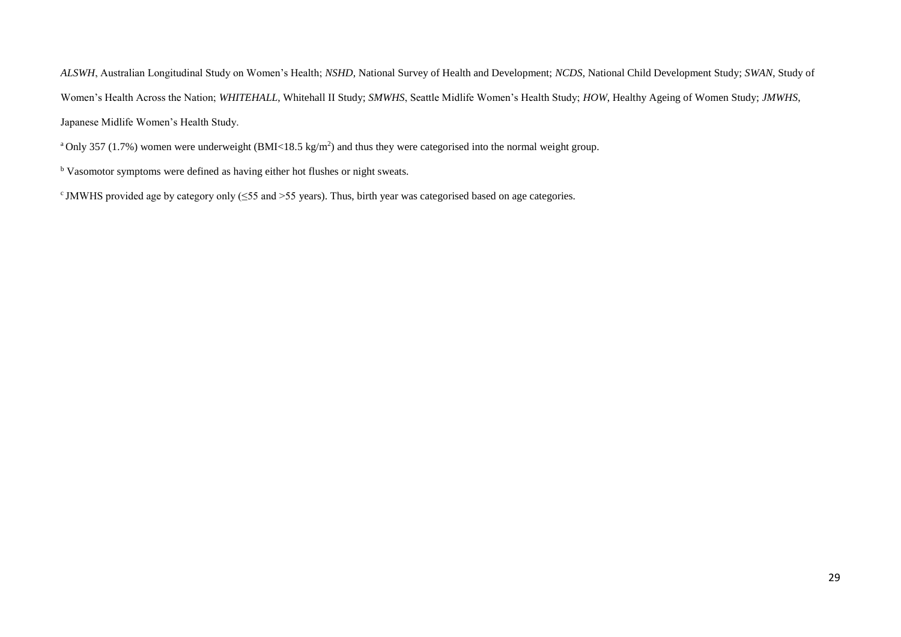*ALSWH*, Australian Longitudinal Study on Women's Health; *NSHD*, National Survey of Health and Development; *NCDS*, National Child Development Study; *SWAN*, Study of Women's Health Across the Nation; *WHITEHALL*, Whitehall II Study; *SMWHS*, Seattle Midlife Women's Health Study; *HOW*, Healthy Ageing of Women Study; *JMWHS*, Japanese Midlife Women's Health Study.

[a] Only 357 (1.7%) women were underweight (BMI<18.5 kg/m$^2$) and thus they were categorised into the normal weight group.

[b] Vasomotor symptoms were defined as having either hot flushes or night sweats.

[c] JMWHS provided age by category only (≤55 and >55 years). Thus, birth year was categorised based on age categories.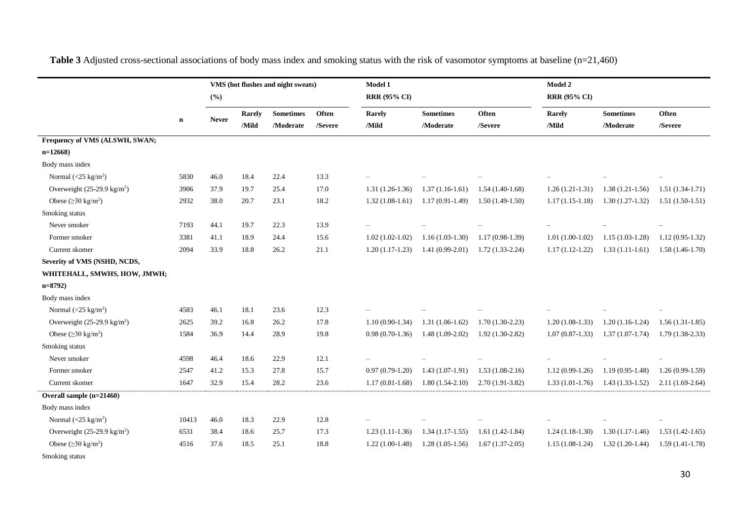**Table 3** Adjusted cross-sectional associations of body mass index and smoking status with the risk of vasomotor symptoms at baseline (n=21,460)

| | n | VMS (hot flushes and night sweats) (%) | | | | Model 1 RRR (95% CI) | | | Model 2 RRR (95% CI) | | |
|---|---|---|---|---|---|---|---|---|---|---|---|
| | | Never | Rarely /Mild | Sometimes /Moderate | Often /Severe | Rarely /Mild | Sometimes /Moderate | Often /Severe | Rarely /Mild | Sometimes /Moderate | Often /Severe |
| **Frequency of VMS (ALSWH, SWAN; n=12668)** | | | | | | | | | | | |
| Body mass index | | | | | | | | | | | |
| Normal (<25 kg/m$^2$) | 5830 | 46.0 | 18.4 | 22.4 | 13.3 | – | – | – | – | – | – |
| Overweight (25-29.9 kg/m$^2$) | 3906 | 37.9 | 19.7 | 25.4 | 17.0 | 1.31 (1.26-1.36) | 1.37 (1.16-1.61) | 1.54 (1.40-1.68) | 1.26 (1.21-1.31) | 1.38 (1.21-1.56) | 1.51 (1.34-1.71) |
| Obese (≥30 kg/m$^2$) | 2932 | 38.0 | 20.7 | 23.1 | 18.2 | 1.32 (1.08-1.61) | 1.17 (0.91-1.49) | 1.50 (1.49-1.50) | 1.17 (1.15-1.18) | 1.30 (1.27-1.32) | 1.51 (1.50-1.51) |
| Smoking status | | | | | | | | | | | |
| Never smoker | 7193 | 44.1 | 19.7 | 22.3 | 13.9 | – | – | – | – | – | – |
| Former smoker | 3381 | 41.1 | 18.9 | 24.4 | 15.6 | 1.02 (1.02-1.02) | 1.16 (1.03-1.30) | 1.17 (0.98-1.39) | 1.01 (1.00-1.02) | 1.15 (1.03-1.28) | 1.12 (0.95-1.32) |
| Current skomer | 2094 | 33.9 | 18.8 | 26.2 | 21.1 | 1.20 (1.17-1.23) | 1.41 (0.99-2.01) | 1.72 (1.33-2.24) | 1.17 (1.12-1.22) | 1.33 (1.11-1.61) | 1.58 (1.46-1.70) |
| **Severity of VMS (NSHD, NCDS, WHITEHALL, SMWHS, HOW, JMWH; n=8792)** | | | | | | | | | | | |
| Body mass index | | | | | | | | | | | |
| Normal (<25 kg/m$^2$) | 4583 | 46.1 | 18.1 | 23.6 | 12.3 | – | – | – | – | – | – |
| Overweight (25-29.9 kg/m$^2$) | 2625 | 39.2 | 16.8 | 26.2 | 17.8 | 1.10 (0.90-1.34) | 1.31 (1.06-1.62) | 1.70 (1.30-2.23) | 1.20 (1.08-1.33) | 1.20 (1.16-1.24) | 1.56 (1.31-1.85) |
| Obese (≥30 kg/m$^2$) | 1584 | 36.9 | 14.4 | 28.9 | 19.8 | 0.98 (0.70-1.36) | 1.48 (1.09-2.02) | 1.92 (1.30-2.82) | 1.07 (0.87-1.33) | 1.37 (1.07-1.74) | 1.79 (1.38-2.33) |
| Smoking status | | | | | | | | | | | |
| Never smoker | 4598 | 46.4 | 18.6 | 22.9 | 12.1 | – | – | – | – | – | – |
| Former smoker | 2547 | 41.2 | 15.3 | 27.8 | 15.7 | 0.97 (0.79-1.20) | 1.43 (1.07-1.91) | 1.53 (1.08-2.16) | 1.12 (0.99-1.26) | 1.19 (0.95-1.48) | 1.26 (0.99-1.59) |
| Current skomer | 1647 | 32.9 | 15.4 | 28.2 | 23.6 | 1.17 (0.81-1.68) | 1.80 (1.54-2.10) | 2.70 (1.91-3.82) | 1.33 (1.01-1.76) | 1.43 (1.33-1.52) | 2.11 (1.69-2.64) |
| **Overall sample (n=21460)** | | | | | | | | | | | |
| Body mass index | | | | | | | | | | | |
| Normal (<25 kg/m$^2$) | 10413 | 46.0 | 18.3 | 22.9 | 12.8 | – | – | – | – | – | – |
| Overweight (25-29.9 kg/m$^2$) | 6531 | 38.4 | 18.6 | 25.7 | 17.3 | 1.23 (1.11-1.36) | 1.34 (1.17-1.55) | 1.61 (1.42-1.84) | 1.24 (1.18-1.30) | 1.30 (1.17-1.46) | 1.53 (1.42-1.65) |
| Obese (≥30 kg/m$^2$) | 4516 | 37.6 | 18.5 | 25.1 | 18.8 | 1.22 (1.00-1.48) | 1.28 (1.05-1.56) | 1.67 (1.37-2.05) | 1.15 (1.08-1.24) | 1.32 (1.20-1.44) | 1.59 (1.41-1.78) |
| Smoking status | | | | | | | | | | | |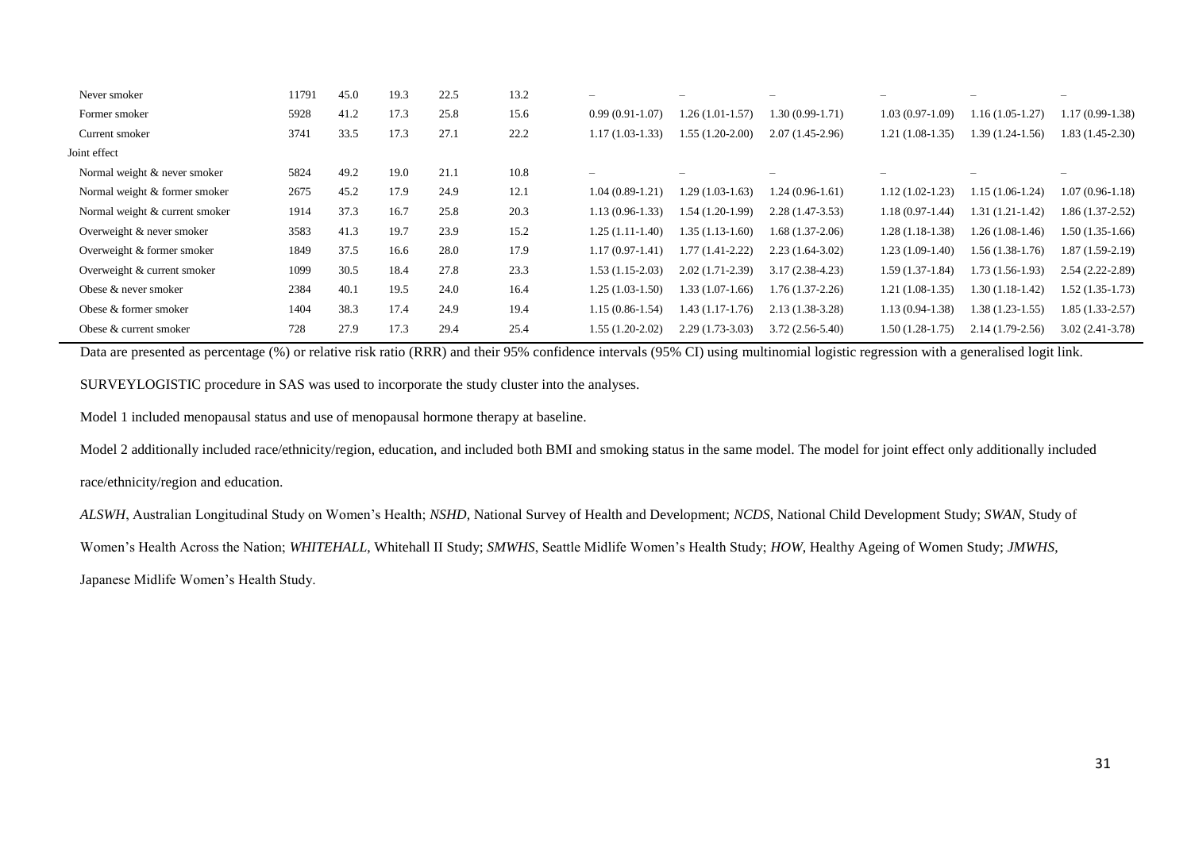| | | | | | | | | | | | |
|---|---|---|---|---|---|---|---|---|---|---|---|
| Never smoker | 11791 | 45.0 | 19.3 | 22.5 | 13.2 | – | – | – | – | – | – |
| Former smoker | 5928 | 41.2 | 17.3 | 25.8 | 15.6 | 0.99 (0.91-1.07) | 1.26 (1.01-1.57) | 1.30 (0.99-1.71) | 1.03 (0.97-1.09) | 1.16 (1.05-1.27) | 1.17 (0.99-1.38) |
| Current smoker | 3741 | 33.5 | 17.3 | 27.1 | 22.2 | 1.17 (1.03-1.33) | 1.55 (1.20-2.00) | 2.07 (1.45-2.96) | 1.21 (1.08-1.35) | 1.39 (1.24-1.56) | 1.83 (1.45-2.30) |
| Joint effect | | | | | | | | | | | |
| Normal weight & never smoker | 5824 | 49.2 | 19.0 | 21.1 | 10.8 | – | – | – | – | – | – |
| Normal weight & former smoker | 2675 | 45.2 | 17.9 | 24.9 | 12.1 | 1.04 (0.89-1.21) | 1.29 (1.03-1.63) | 1.24 (0.96-1.61) | 1.12 (1.02-1.23) | 1.15 (1.06-1.24) | 1.07 (0.96-1.18) |
| Normal weight & current smoker | 1914 | 37.3 | 16.7 | 25.8 | 20.3 | 1.13 (0.96-1.33) | 1.54 (1.20-1.99) | 2.28 (1.47-3.53) | 1.18 (0.97-1.44) | 1.31 (1.21-1.42) | 1.86 (1.37-2.52) |
| Overweight & never smoker | 3583 | 41.3 | 19.7 | 23.9 | 15.2 | 1.25 (1.11-1.40) | 1.35 (1.13-1.60) | 1.68 (1.37-2.06) | 1.28 (1.18-1.38) | 1.26 (1.08-1.46) | 1.50 (1.35-1.66) |
| Overweight & former smoker | 1849 | 37.5 | 16.6 | 28.0 | 17.9 | 1.17 (0.97-1.41) | 1.77 (1.41-2.22) | 2.23 (1.64-3.02) | 1.23 (1.09-1.40) | 1.56 (1.38-1.76) | 1.87 (1.59-2.19) |
| Overweight & current smoker | 1099 | 30.5 | 18.4 | 27.8 | 23.3 | 1.53 (1.15-2.03) | 2.02 (1.71-2.39) | 3.17 (2.38-4.23) | 1.59 (1.37-1.84) | 1.73 (1.56-1.93) | 2.54 (2.22-2.89) |
| Obese & never smoker | 2384 | 40.1 | 19.5 | 24.0 | 16.4 | 1.25 (1.03-1.50) | 1.33 (1.07-1.66) | 1.76 (1.37-2.26) | 1.21 (1.08-1.35) | 1.30 (1.18-1.42) | 1.52 (1.35-1.73) |
| Obese & former smoker | 1404 | 38.3 | 17.4 | 24.9 | 19.4 | 1.15 (0.86-1.54) | 1.43 (1.17-1.76) | 2.13 (1.38-3.28) | 1.13 (0.94-1.38) | 1.38 (1.23-1.55) | 1.85 (1.33-2.57) |
| Obese & current smoker | 728 | 27.9 | 17.3 | 29.4 | 25.4 | 1.55 (1.20-2.02) | 2.29 (1.73-3.03) | 3.72 (2.56-5.40) | 1.50 (1.28-1.75) | 2.14 (1.79-2.56) | 3.02 (2.41-3.78) |

Data are presented as percentage (%) or relative risk ratio (RRR) and their 95% confidence intervals (95% CI) using multinomial logistic regression with a generalised logit link.

SURVEYLOGISTIC procedure in SAS was used to incorporate the study cluster into the analyses.

Model 1 included menopausal status and use of menopausal hormone therapy at baseline.

Model 2 additionally included race/ethnicity/region, education, and included both BMI and smoking status in the same model. The model for joint effect only additionally included race/ethnicity/region and education.

*ALSWH*, Australian Longitudinal Study on Women's Health; *NSHD*, National Survey of Health and Development; *NCDS*, National Child Development Study; *SWAN*, Study of Women's Health Across the Nation; *WHITEHALL*, Whitehall II Study; *SMWHS*, Seattle Midlife Women's Health Study; *HOW*, Healthy Ageing of Women Study; *JMWHS*, Japanese Midlife Women's Health Study.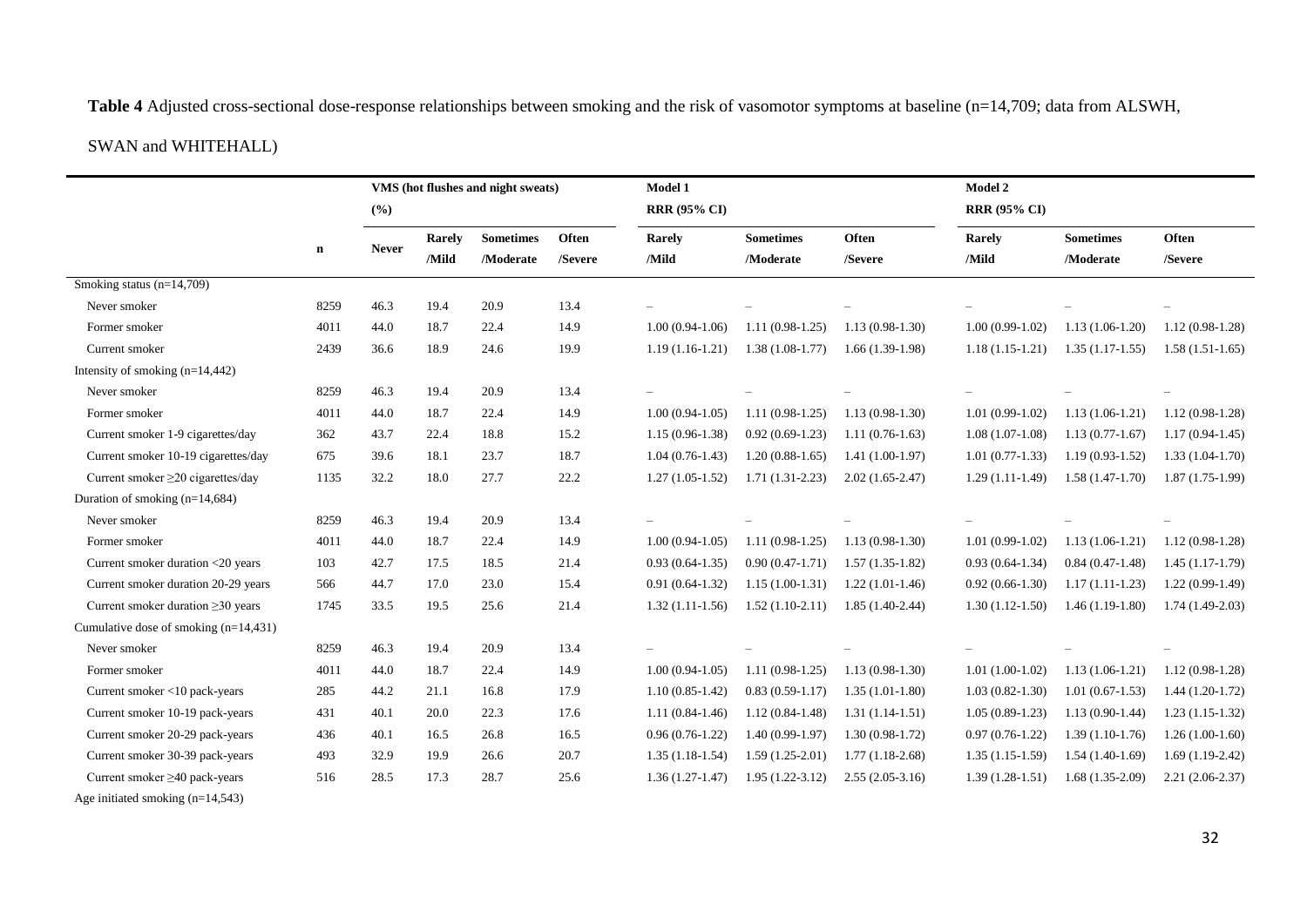**Table 4** Adjusted cross-sectional dose-response relationships between smoking and the risk of vasomotor symptoms at baseline (n=14,709; data from ALSWH, SWAN and WHITEHALL)

| | n | VMS (hot flushes and night sweats) (%) | | | | Model 1 RRR (95% CI) | | | Model 2 RRR (95% CI) | | |
|---|---|---|---|---|---|---|---|---|---|---|---|
| | | Never | Rarely /Mild | Sometimes /Moderate | Often /Severe | Rarely /Mild | Sometimes /Moderate | Often /Severe | Rarely /Mild | Sometimes /Moderate | Often /Severe |
| Smoking status (n=14,709) | | | | | | | | | | | |
| Never smoker | 8259 | 46.3 | 19.4 | 20.9 | 13.4 | – | – | – | – | – | – |
| Former smoker | 4011 | 44.0 | 18.7 | 22.4 | 14.9 | 1.00 (0.94-1.06) | 1.11 (0.98-1.25) | 1.13 (0.98-1.30) | 1.00 (0.99-1.02) | 1.13 (1.06-1.20) | 1.12 (0.98-1.28) |
| Current smoker | 2439 | 36.6 | 18.9 | 24.6 | 19.9 | 1.19 (1.16-1.21) | 1.38 (1.08-1.77) | 1.66 (1.39-1.98) | 1.18 (1.15-1.21) | 1.35 (1.17-1.55) | 1.58 (1.51-1.65) |
| Intensity of smoking (n=14,442) | | | | | | | | | | | |
| Never smoker | 8259 | 46.3 | 19.4 | 20.9 | 13.4 | – | – | – | – | – | – |
| Former smoker | 4011 | 44.0 | 18.7 | 22.4 | 14.9 | 1.00 (0.94-1.05) | 1.11 (0.98-1.25) | 1.13 (0.98-1.30) | 1.01 (0.99-1.02) | 1.13 (1.06-1.21) | 1.12 (0.98-1.28) |
| Current smoker 1-9 cigarettes/day | 362 | 43.7 | 22.4 | 18.8 | 15.2 | 1.15 (0.96-1.38) | 0.92 (0.69-1.23) | 1.11 (0.76-1.63) | 1.08 (1.07-1.08) | 1.13 (0.77-1.67) | 1.17 (0.94-1.45) |
| Current smoker 10-19 cigarettes/day | 675 | 39.6 | 18.1 | 23.7 | 18.7 | 1.04 (0.76-1.43) | 1.20 (0.88-1.65) | 1.41 (1.00-1.97) | 1.01 (0.77-1.33) | 1.19 (0.93-1.52) | 1.33 (1.04-1.70) |
| Current smoker ≥20 cigarettes/day | 1135 | 32.2 | 18.0 | 27.7 | 22.2 | 1.27 (1.05-1.52) | 1.71 (1.31-2.23) | 2.02 (1.65-2.47) | 1.29 (1.11-1.49) | 1.58 (1.47-1.70) | 1.87 (1.75-1.99) |
| Duration of smoking (n=14,684) | | | | | | | | | | | |
| Never smoker | 8259 | 46.3 | 19.4 | 20.9 | 13.4 | – | – | – | – | – | – |
| Former smoker | 4011 | 44.0 | 18.7 | 22.4 | 14.9 | 1.00 (0.94-1.05) | 1.11 (0.98-1.25) | 1.13 (0.98-1.30) | 1.01 (0.99-1.02) | 1.13 (1.06-1.21) | 1.12 (0.98-1.28) |
| Current smoker duration <20 years | 103 | 42.7 | 17.5 | 18.5 | 21.4 | 0.93 (0.64-1.35) | 0.90 (0.47-1.71) | 1.57 (1.35-1.82) | 0.93 (0.64-1.34) | 0.84 (0.47-1.48) | 1.45 (1.17-1.79) |
| Current smoker duration 20-29 years | 566 | 44.7 | 17.0 | 23.0 | 15.4 | 0.91 (0.64-1.32) | 1.15 (1.00-1.31) | 1.22 (1.01-1.46) | 0.92 (0.66-1.30) | 1.17 (1.11-1.23) | 1.22 (0.99-1.49) |
| Current smoker duration ≥30 years | 1745 | 33.5 | 19.5 | 25.6 | 21.4 | 1.32 (1.11-1.56) | 1.52 (1.10-2.11) | 1.85 (1.40-2.44) | 1.30 (1.12-1.50) | 1.46 (1.19-1.80) | 1.74 (1.49-2.03) |
| Cumulative dose of smoking (n=14,431) | | | | | | | | | | | |
| Never smoker | 8259 | 46.3 | 19.4 | 20.9 | 13.4 | – | – | – | – | – | – |
| Former smoker | 4011 | 44.0 | 18.7 | 22.4 | 14.9 | 1.00 (0.94-1.05) | 1.11 (0.98-1.25) | 1.13 (0.98-1.30) | 1.01 (1.00-1.02) | 1.13 (1.06-1.21) | 1.12 (0.98-1.28) |
| Current smoker <10 pack-years | 285 | 44.2 | 21.1 | 16.8 | 17.9 | 1.10 (0.85-1.42) | 0.83 (0.59-1.17) | 1.35 (1.01-1.80) | 1.03 (0.82-1.30) | 1.01 (0.67-1.53) | 1.44 (1.20-1.72) |
| Current smoker 10-19 pack-years | 431 | 40.1 | 20.0 | 22.3 | 17.6 | 1.11 (0.84-1.46) | 1.12 (0.84-1.48) | 1.31 (1.14-1.51) | 1.05 (0.89-1.23) | 1.13 (0.90-1.44) | 1.23 (1.15-1.32) |
| Current smoker 20-29 pack-years | 436 | 40.1 | 16.5 | 26.8 | 16.5 | 0.96 (0.76-1.22) | 1.40 (0.99-1.97) | 1.30 (0.98-1.72) | 0.97 (0.76-1.22) | 1.39 (1.10-1.76) | 1.26 (1.00-1.60) |
| Current smoker 30-39 pack-years | 493 | 32.9 | 19.9 | 26.6 | 20.7 | 1.35 (1.18-1.54) | 1.59 (1.25-2.01) | 1.77 (1.18-2.68) | 1.35 (1.15-1.59) | 1.54 (1.40-1.69) | 1.69 (1.19-2.42) |
| Current smoker ≥40 pack-years | 516 | 28.5 | 17.3 | 28.7 | 25.6 | 1.36 (1.27-1.47) | 1.95 (1.22-3.12) | 2.55 (2.05-3.16) | 1.39 (1.28-1.51) | 1.68 (1.35-2.09) | 2.21 (2.06-2.37) |
| Age initiated smoking (n=14,543) | | | | | | | | | | | |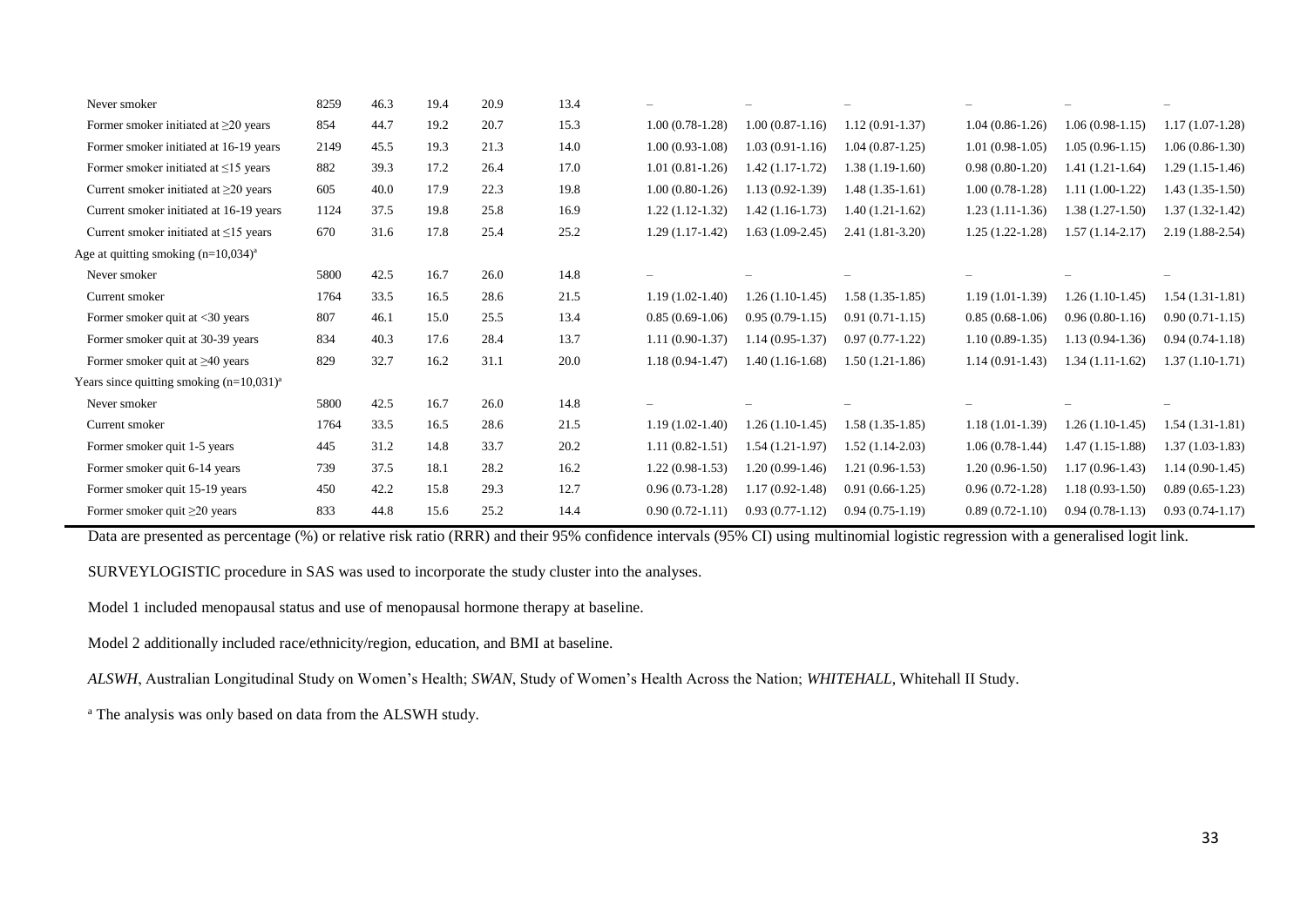| | | | | | | | | | | | |
|---|---|---|---|---|---|---|---|---|---|---|---|
| Never smoker | 8259 | 46.3 | 19.4 | 20.9 | 13.4 | – | – | – | – | – | – |
| Former smoker initiated at ≥20 years | 854 | 44.7 | 19.2 | 20.7 | 15.3 | 1.00 (0.78-1.28) | 1.00 (0.87-1.16) | 1.12 (0.91-1.37) | 1.04 (0.86-1.26) | 1.06 (0.98-1.15) | 1.17 (1.07-1.28) |
| Former smoker initiated at 16-19 years | 2149 | 45.5 | 19.3 | 21.3 | 14.0 | 1.00 (0.93-1.08) | 1.03 (0.91-1.16) | 1.04 (0.87-1.25) | 1.01 (0.98-1.05) | 1.05 (0.96-1.15) | 1.06 (0.86-1.30) |
| Former smoker initiated at ≤15 years | 882 | 39.3 | 17.2 | 26.4 | 17.0 | 1.01 (0.81-1.26) | 1.42 (1.17-1.72) | 1.38 (1.19-1.60) | 0.98 (0.80-1.20) | 1.41 (1.21-1.64) | 1.29 (1.15-1.46) |
| Current smoker initiated at ≥20 years | 605 | 40.0 | 17.9 | 22.3 | 19.8 | 1.00 (0.80-1.26) | 1.13 (0.92-1.39) | 1.48 (1.35-1.61) | 1.00 (0.78-1.28) | 1.11 (1.00-1.22) | 1.43 (1.35-1.50) |
| Current smoker initiated at 16-19 years | 1124 | 37.5 | 19.8 | 25.8 | 16.9 | 1.22 (1.12-1.32) | 1.42 (1.16-1.73) | 1.40 (1.21-1.62) | 1.23 (1.11-1.36) | 1.38 (1.27-1.50) | 1.37 (1.32-1.42) |
| Current smoker initiated at ≤15 years | 670 | 31.6 | 17.8 | 25.4 | 25.2 | 1.29 (1.17-1.42) | 1.63 (1.09-2.45) | 2.41 (1.81-3.20) | 1.25 (1.22-1.28) | 1.57 (1.14-2.17) | 2.19 (1.88-2.54) |
| Age at quitting smoking (n=10,034)[a] | | | | | | | | | | | |
| Never smoker | 5800 | 42.5 | 16.7 | 26.0 | 14.8 | – | – | – | – | – | – |
| Current smoker | 1764 | 33.5 | 16.5 | 28.6 | 21.5 | 1.19 (1.02-1.40) | 1.26 (1.10-1.45) | 1.58 (1.35-1.85) | 1.19 (1.01-1.39) | 1.26 (1.10-1.45) | 1.54 (1.31-1.81) |
| Former smoker quit at <30 years | 807 | 46.1 | 15.0 | 25.5 | 13.4 | 0.85 (0.69-1.06) | 0.95 (0.79-1.15) | 0.91 (0.71-1.15) | 0.85 (0.68-1.06) | 0.96 (0.80-1.16) | 0.90 (0.71-1.15) |
| Former smoker quit at 30-39 years | 834 | 40.3 | 17.6 | 28.4 | 13.7 | 1.11 (0.90-1.37) | 1.14 (0.95-1.37) | 0.97 (0.77-1.22) | 1.10 (0.89-1.35) | 1.13 (0.94-1.36) | 0.94 (0.74-1.18) |
| Former smoker quit at ≥40 years | 829 | 32.7 | 16.2 | 31.1 | 20.0 | 1.18 (0.94-1.47) | 1.40 (1.16-1.68) | 1.50 (1.21-1.86) | 1.14 (0.91-1.43) | 1.34 (1.11-1.62) | 1.37 (1.10-1.71) |
| Years since quitting smoking (n=10,031)[a] | | | | | | | | | | | |
| Never smoker | 5800 | 42.5 | 16.7 | 26.0 | 14.8 | – | – | – | – | – | – |
| Current smoker | 1764 | 33.5 | 16.5 | 28.6 | 21.5 | 1.19 (1.02-1.40) | 1.26 (1.10-1.45) | 1.58 (1.35-1.85) | 1.18 (1.01-1.39) | 1.26 (1.10-1.45) | 1.54 (1.31-1.81) |
| Former smoker quit 1-5 years | 445 | 31.2 | 14.8 | 33.7 | 20.2 | 1.11 (0.82-1.51) | 1.54 (1.21-1.97) | 1.52 (1.14-2.03) | 1.06 (0.78-1.44) | 1.47 (1.15-1.88) | 1.37 (1.03-1.83) |
| Former smoker quit 6-14 years | 739 | 37.5 | 18.1 | 28.2 | 16.2 | 1.22 (0.98-1.53) | 1.20 (0.99-1.46) | 1.21 (0.96-1.53) | 1.20 (0.96-1.50) | 1.17 (0.96-1.43) | 1.14 (0.90-1.45) |
| Former smoker quit 15-19 years | 450 | 42.2 | 15.8 | 29.3 | 12.7 | 0.96 (0.73-1.28) | 1.17 (0.92-1.48) | 0.91 (0.66-1.25) | 0.96 (0.72-1.28) | 1.18 (0.93-1.50) | 0.89 (0.65-1.23) |
| Former smoker quit ≥20 years | 833 | 44.8 | 15.6 | 25.2 | 14.4 | 0.90 (0.72-1.11) | 0.93 (0.77-1.12) | 0.94 (0.75-1.19) | 0.89 (0.72-1.10) | 0.94 (0.78-1.13) | 0.93 (0.74-1.17) |

Data are presented as percentage (%) or relative risk ratio (RRR) and their 95% confidence intervals (95% CI) using multinomial logistic regression with a generalised logit link.

SURVEYLOGISTIC procedure in SAS was used to incorporate the study cluster into the analyses.

Model 1 included menopausal status and use of menopausal hormone therapy at baseline.

Model 2 additionally included race/ethnicity/region, education, and BMI at baseline.

*ALSWH*, Australian Longitudinal Study on Women's Health; *SWAN*, Study of Women's Health Across the Nation; *WHITEHALL*, Whitehall II Study.

[a] The analysis was only based on data from the ALSWH study.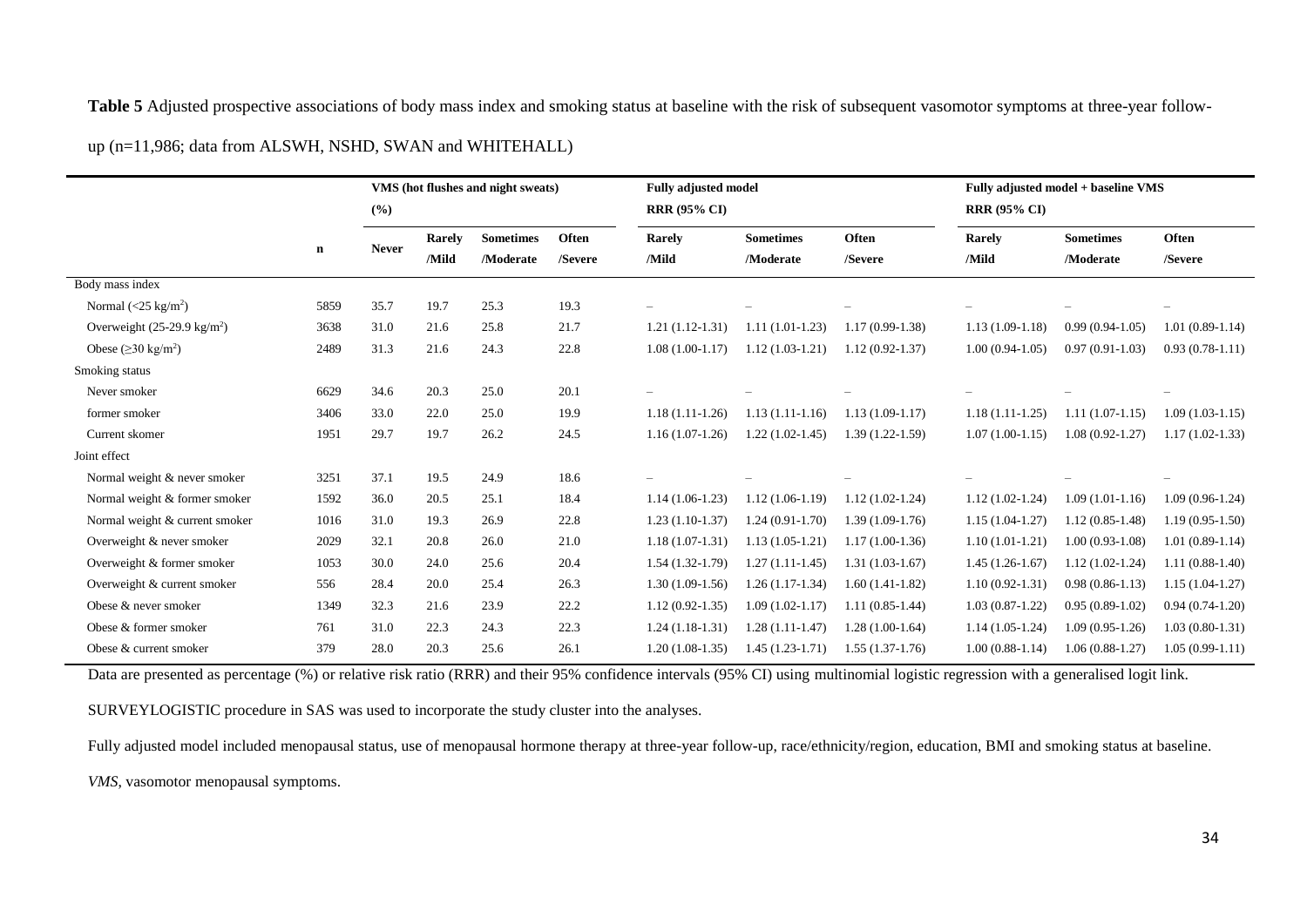**Table 5** Adjusted prospective associations of body mass index and smoking status at baseline with the risk of subsequent vasomotor symptoms at three-year follow-up (n=11,986; data from ALSWH, NSHD, SWAN and WHITEHALL)

| | n | VMS (hot flushes and night sweats) (%) | | | | Fully adjusted model RRR (95% CI) | | | Fully adjusted model + baseline VMS RRR (95% CI) | | |
|---|---|---|---|---|---|---|---|---|---|---|---|
| | | Never | Rarely /Mild | Sometimes /Moderate | Often /Severe | Rarely /Mild | Sometimes /Moderate | Often /Severe | Rarely /Mild | Sometimes /Moderate | Often /Severe |
| Body mass index | | | | | | | | | | | |
| Normal (<25 kg/m²) | 5859 | 35.7 | 19.7 | 25.3 | 19.3 | – | – | – | – | – | – |
| Overweight (25-29.9 kg/m²) | 3638 | 31.0 | 21.6 | 25.8 | 21.7 | 1.21 (1.12-1.31) | 1.11 (1.01-1.23) | 1.17 (0.99-1.38) | 1.13 (1.09-1.18) | 0.99 (0.94-1.05) | 1.01 (0.89-1.14) |
| Obese (≥30 kg/m²) | 2489 | 31.3 | 21.6 | 24.3 | 22.8 | 1.08 (1.00-1.17) | 1.12 (1.03-1.21) | 1.12 (0.92-1.37) | 1.00 (0.94-1.05) | 0.97 (0.91-1.03) | 0.93 (0.78-1.11) |
| Smoking status | | | | | | | | | | | |
| Never smoker | 6629 | 34.6 | 20.3 | 25.0 | 20.1 | – | – | – | – | – | – |
| former smoker | 3406 | 33.0 | 22.0 | 25.0 | 19.9 | 1.18 (1.11-1.26) | 1.13 (1.11-1.16) | 1.13 (1.09-1.17) | 1.18 (1.11-1.25) | 1.11 (1.07-1.15) | 1.09 (1.03-1.15) |
| Current skomer | 1951 | 29.7 | 19.7 | 26.2 | 24.5 | 1.16 (1.07-1.26) | 1.22 (1.02-1.45) | 1.39 (1.22-1.59) | 1.07 (1.00-1.15) | 1.08 (0.92-1.27) | 1.17 (1.02-1.33) |
| Joint effect | | | | | | | | | | | |
| Normal weight & never smoker | 3251 | 37.1 | 19.5 | 24.9 | 18.6 | – | – | – | – | – | – |
| Normal weight & former smoker | 1592 | 36.0 | 20.5 | 25.1 | 18.4 | 1.14 (1.06-1.23) | 1.12 (1.06-1.19) | 1.12 (1.02-1.24) | 1.12 (1.02-1.24) | 1.09 (1.01-1.16) | 1.09 (0.96-1.24) |
| Normal weight & current smoker | 1016 | 31.0 | 19.3 | 26.9 | 22.8 | 1.23 (1.10-1.37) | 1.24 (0.91-1.70) | 1.39 (1.09-1.76) | 1.15 (1.04-1.27) | 1.12 (0.85-1.48) | 1.19 (0.95-1.50) |
| Overweight & never smoker | 2029 | 32.1 | 20.8 | 26.0 | 21.0 | 1.18 (1.07-1.31) | 1.13 (1.05-1.21) | 1.17 (1.00-1.36) | 1.10 (1.01-1.21) | 1.00 (0.93-1.08) | 1.01 (0.89-1.14) |
| Overweight & former smoker | 1053 | 30.0 | 24.0 | 25.6 | 20.4 | 1.54 (1.32-1.79) | 1.27 (1.11-1.45) | 1.31 (1.03-1.67) | 1.45 (1.26-1.67) | 1.12 (1.02-1.24) | 1.11 (0.88-1.40) |
| Overweight & current smoker | 556 | 28.4 | 20.0 | 25.4 | 26.3 | 1.30 (1.09-1.56) | 1.26 (1.17-1.34) | 1.60 (1.41-1.82) | 1.10 (0.92-1.31) | 0.98 (0.86-1.13) | 1.15 (1.04-1.27) |
| Obese & never smoker | 1349 | 32.3 | 21.6 | 23.9 | 22.2 | 1.12 (0.92-1.35) | 1.09 (1.02-1.17) | 1.11 (0.85-1.44) | 1.03 (0.87-1.22) | 0.95 (0.89-1.02) | 0.94 (0.74-1.20) |
| Obese & former smoker | 761 | 31.0 | 22.3 | 24.3 | 22.3 | 1.24 (1.18-1.31) | 1.28 (1.11-1.47) | 1.28 (1.00-1.64) | 1.14 (1.05-1.24) | 1.09 (0.95-1.26) | 1.03 (0.80-1.31) |
| Obese & current smoker | 379 | 28.0 | 20.3 | 25.6 | 26.1 | 1.20 (1.08-1.35) | 1.45 (1.23-1.71) | 1.55 (1.37-1.76) | 1.00 (0.88-1.14) | 1.06 (0.88-1.27) | 1.05 (0.99-1.11) |

Data are presented as percentage (%) or relative risk ratio (RRR) and their 95% confidence intervals (95% CI) using multinomial logistic regression with a generalised logit link.

SURVEYLOGISTIC procedure in SAS was used to incorporate the study cluster into the analyses.

Fully adjusted model included menopausal status, use of menopausal hormone therapy at three-year follow-up, race/ethnicity/region, education, BMI and smoking status at baseline.

*VMS*, vasomotor menopausal symptoms.